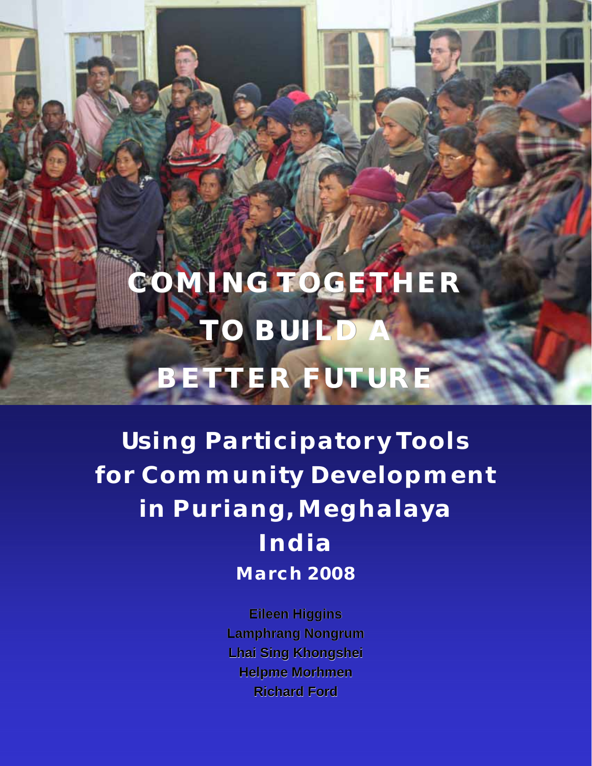# COMING TOGETHER TO BUILD A BETTER FUTURE

## Using Participatory Tools for Community Development in Puriang, Meghalaya India

**March 2008**

**Eileen Higgins**
**Lamphrang Nongrum**
**Lhai Sing Khongshei**
**Helpme Morhmen**
**Richard Ford**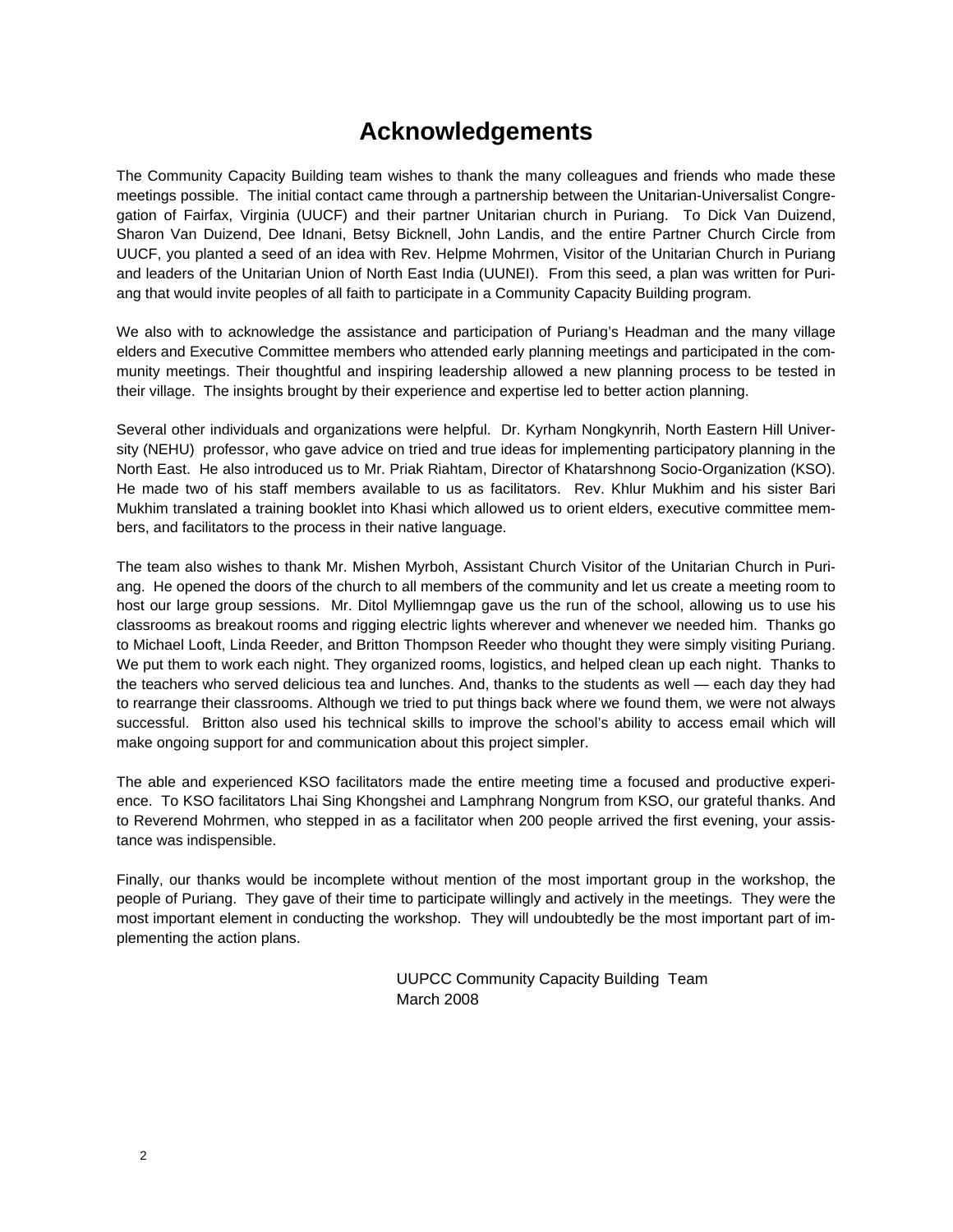# Acknowledgements

The Community Capacity Building team wishes to thank the many colleagues and friends who made these meetings possible. The initial contact came through a partnership between the Unitarian-Universalist Congregation of Fairfax, Virginia (UUCF) and their partner Unitarian church in Puriang. To Dick Van Duizend, Sharon Van Duizend, Dee Idnani, Betsy Bicknell, John Landis, and the entire Partner Church Circle from UUCF, you planted a seed of an idea with Rev. Helpme Mohrmen, Visitor of the Unitarian Church in Puriang and leaders of the Unitarian Union of North East India (UUNEI). From this seed, a plan was written for Puriang that would invite peoples of all faith to participate in a Community Capacity Building program.

We also with to acknowledge the assistance and participation of Puriang's Headman and the many village elders and Executive Committee members who attended early planning meetings and participated in the community meetings. Their thoughtful and inspiring leadership allowed a new planning process to be tested in their village. The insights brought by their experience and expertise led to better action planning.

Several other individuals and organizations were helpful. Dr. Kyrham Nongkynrih, North Eastern Hill University (NEHU) professor, who gave advice on tried and true ideas for implementing participatory planning in the North East. He also introduced us to Mr. Priak Riahtam, Director of Khatarshnong Socio-Organization (KSO). He made two of his staff members available to us as facilitators. Rev. Khlur Mukhim and his sister Bari Mukhim translated a training booklet into Khasi which allowed us to orient elders, executive committee members, and facilitators to the process in their native language.

The team also wishes to thank Mr. Mishen Myrboh, Assistant Church Visitor of the Unitarian Church in Puriang. He opened the doors of the church to all members of the community and let us create a meeting room to host our large group sessions. Mr. Ditol Mylliemngap gave us the run of the school, allowing us to use his classrooms as breakout rooms and rigging electric lights wherever and whenever we needed him. Thanks go to Michael Looft, Linda Reeder, and Britton Thompson Reeder who thought they were simply visiting Puriang. We put them to work each night. They organized rooms, logistics, and helped clean up each night. Thanks to the teachers who served delicious tea and lunches. And, thanks to the students as well — each day they had to rearrange their classrooms. Although we tried to put things back where we found them, we were not always successful. Britton also used his technical skills to improve the school's ability to access email which will make ongoing support for and communication about this project simpler.

The able and experienced KSO facilitators made the entire meeting time a focused and productive experience. To KSO facilitators Lhai Sing Khongshei and Lamphrang Nongrum from KSO, our grateful thanks. And to Reverend Mohrmen, who stepped in as a facilitator when 200 people arrived the first evening, your assistance was indispensible.

Finally, our thanks would be incomplete without mention of the most important group in the workshop, the people of Puriang. They gave of their time to participate willingly and actively in the meetings. They were the most important element in conducting the workshop. They will undoubtedly be the most important part of implementing the action plans.

UUPCC Community Capacity Building Team
March 2008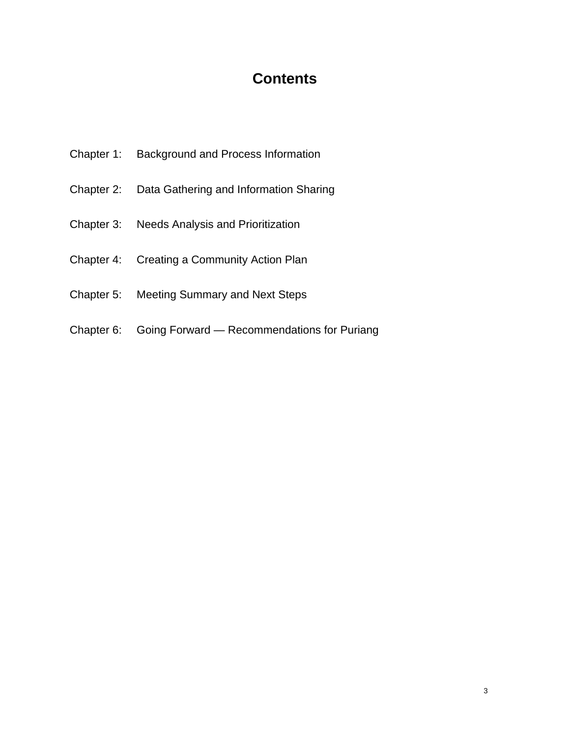# Contents

Chapter 1: Background and Process Information

Chapter 2: Data Gathering and Information Sharing

Chapter 3: Needs Analysis and Prioritization

Chapter 4: Creating a Community Action Plan

Chapter 5: Meeting Summary and Next Steps

Chapter 6: Going Forward — Recommendations for Puriang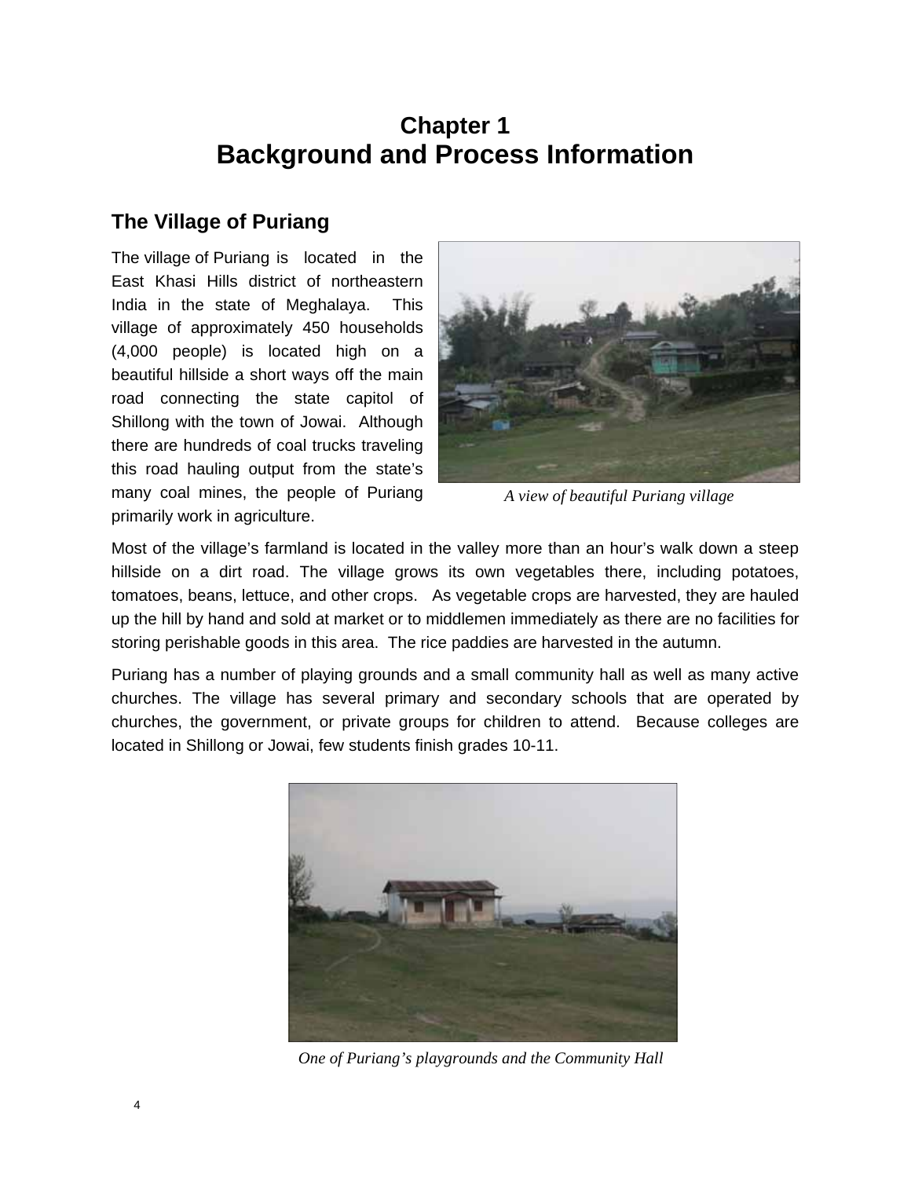# Chapter 1
# Background and Process Information

## The Village of Puriang

The village of Puriang is located in the East Khasi Hills district of northeastern India in the state of Meghalaya. This village of approximately 450 households (4,000 people) is located high on a beautiful hillside a short ways off the main road connecting the state capitol of Shillong with the town of Jowai. Although there are hundreds of coal trucks traveling this road hauling output from the state's many coal mines, the people of Puriang primarily work in agriculture.

*A view of beautiful Puriang village*

Most of the village's farmland is located in the valley more than an hour's walk down a steep hillside on a dirt road. The village grows its own vegetables there, including potatoes, tomatoes, beans, lettuce, and other crops. As vegetable crops are harvested, they are hauled up the hill by hand and sold at market or to middlemen immediately as there are no facilities for storing perishable goods in this area. The rice paddies are harvested in the autumn.

Puriang has a number of playing grounds and a small community hall as well as many active churches. The village has several primary and secondary schools that are operated by churches, the government, or private groups for children to attend. Because colleges are located in Shillong or Jowai, few students finish grades 10-11.

*One of Puriang's playgrounds and the Community Hall*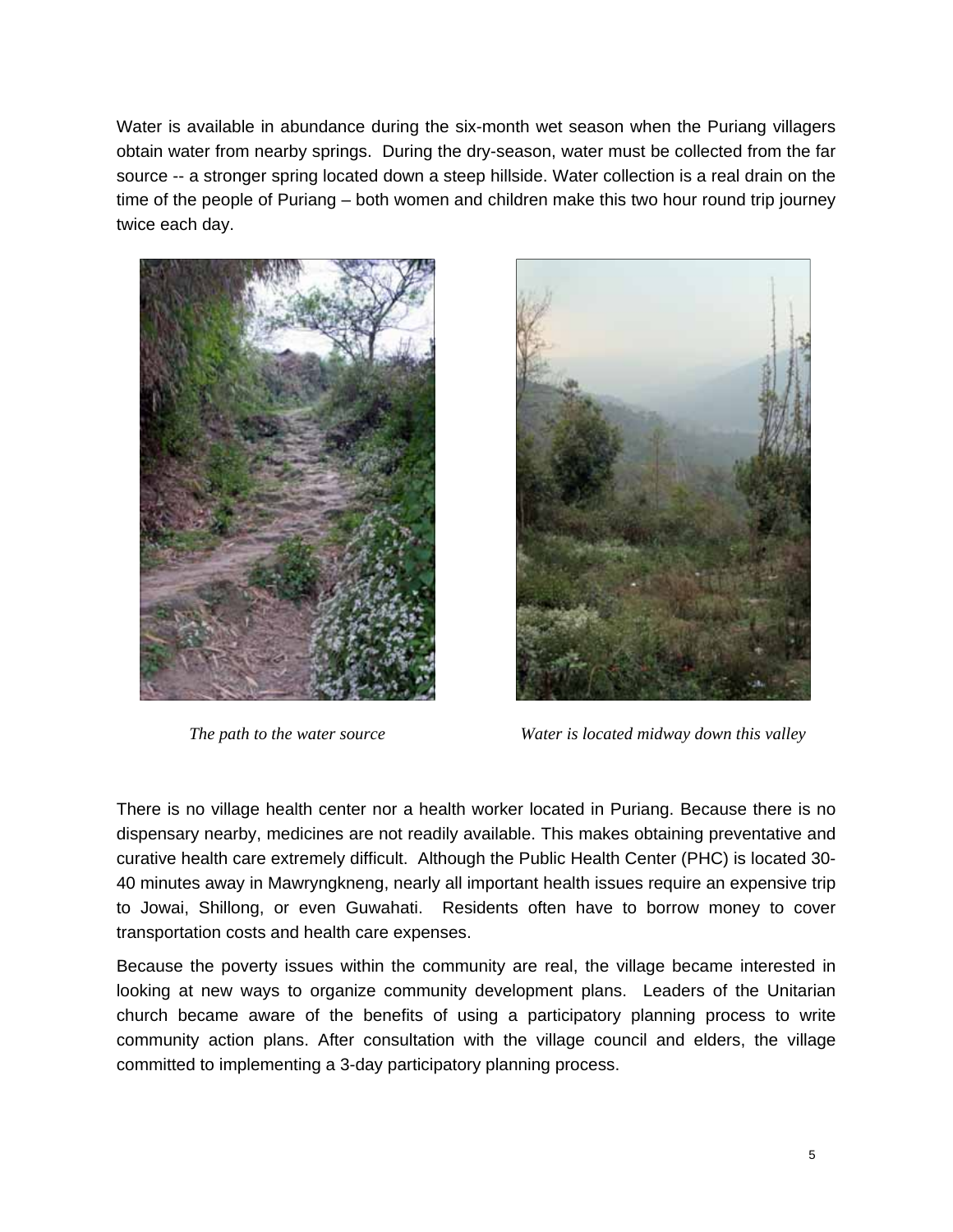Water is available in abundance during the six-month wet season when the Puriang villagers obtain water from nearby springs. During the dry-season, water must be collected from the far source -- a stronger spring located down a steep hillside. Water collection is a real drain on the time of the people of Puriang – both women and children make this two hour round trip journey twice each day.

*The path to the water source*

*Water is located midway down this valley*

There is no village health center nor a health worker located in Puriang. Because there is no dispensary nearby, medicines are not readily available. This makes obtaining preventative and curative health care extremely difficult. Although the Public Health Center (PHC) is located 30-40 minutes away in Mawryngkneng, nearly all important health issues require an expensive trip to Jowai, Shillong, or even Guwahati. Residents often have to borrow money to cover transportation costs and health care expenses.

Because the poverty issues within the community are real, the village became interested in looking at new ways to organize community development plans. Leaders of the Unitarian church became aware of the benefits of using a participatory planning process to write community action plans. After consultation with the village council and elders, the village committed to implementing a 3-day participatory planning process.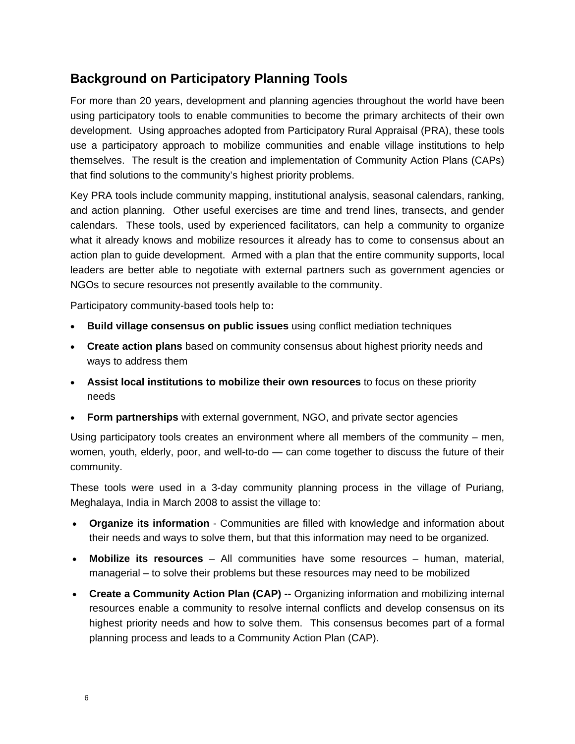## Background on Participatory Planning Tools

For more than 20 years, development and planning agencies throughout the world have been using participatory tools to enable communities to become the primary architects of their own development. Using approaches adopted from Participatory Rural Appraisal (PRA), these tools use a participatory approach to mobilize communities and enable village institutions to help themselves. The result is the creation and implementation of Community Action Plans (CAPs) that find solutions to the community's highest priority problems.

Key PRA tools include community mapping, institutional analysis, seasonal calendars, ranking, and action planning. Other useful exercises are time and trend lines, transects, and gender calendars. These tools, used by experienced facilitators, can help a community to organize what it already knows and mobilize resources it already has to come to consensus about an action plan to guide development. Armed with a plan that the entire community supports, local leaders are better able to negotiate with external partners such as government agencies or NGOs to secure resources not presently available to the community.

Participatory community-based tools help to**:**

- **Build village consensus on public issues** using conflict mediation techniques
- **Create action plans** based on community consensus about highest priority needs and ways to address them
- **Assist local institutions to mobilize their own resources** to focus on these priority needs
- **Form partnerships** with external government, NGO, and private sector agencies

Using participatory tools creates an environment where all members of the community – men, women, youth, elderly, poor, and well-to-do — can come together to discuss the future of their community.

These tools were used in a 3-day community planning process in the village of Puriang, Meghalaya, India in March 2008 to assist the village to:

- **Organize its information** - Communities are filled with knowledge and information about their needs and ways to solve them, but that this information may need to be organized.
- **Mobilize its resources** – All communities have some resources – human, material, managerial – to solve their problems but these resources may need to be mobilized
- **Create a Community Action Plan (CAP) --** Organizing information and mobilizing internal resources enable a community to resolve internal conflicts and develop consensus on its highest priority needs and how to solve them. This consensus becomes part of a formal planning process and leads to a Community Action Plan (CAP).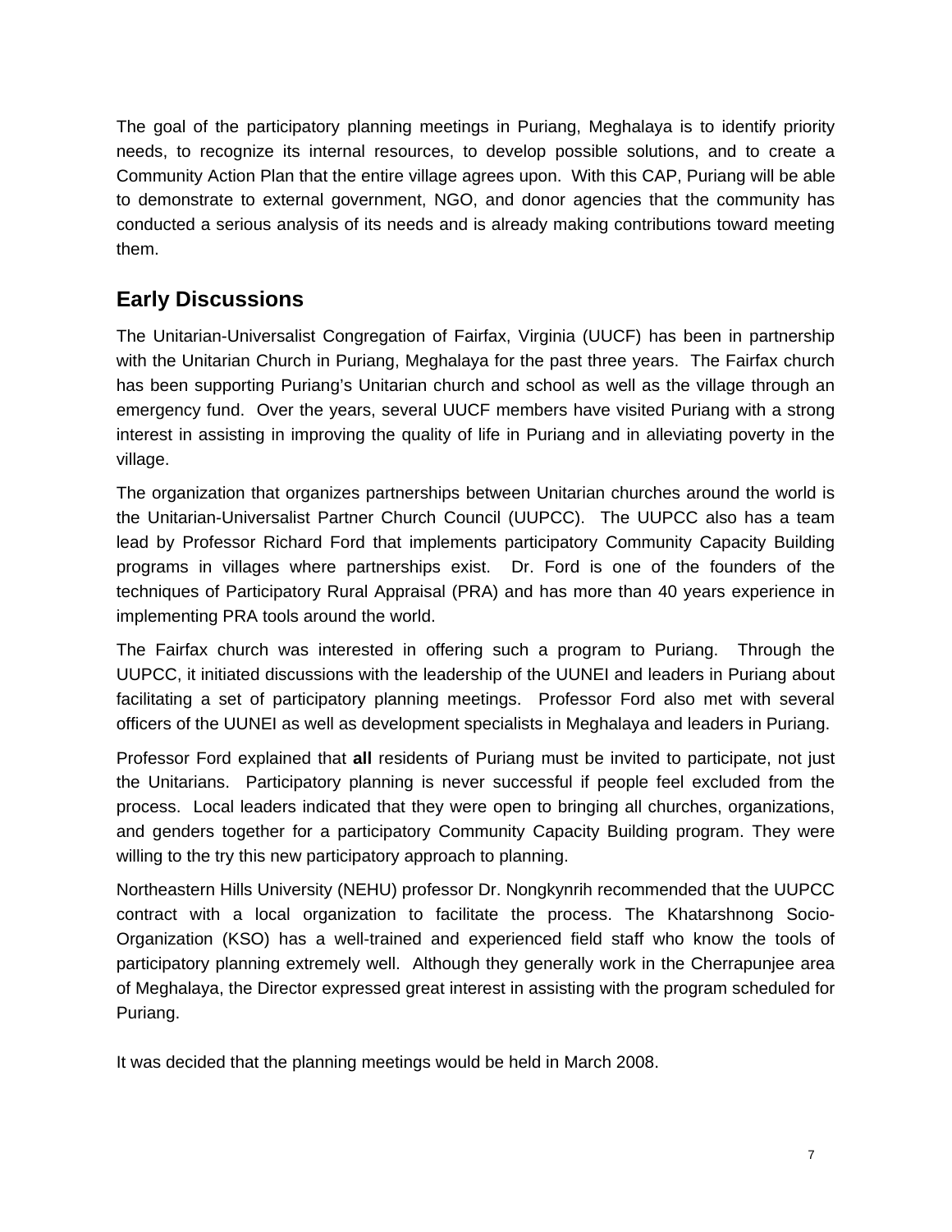The goal of the participatory planning meetings in Puriang, Meghalaya is to identify priority needs, to recognize its internal resources, to develop possible solutions, and to create a Community Action Plan that the entire village agrees upon. With this CAP, Puriang will be able to demonstrate to external government, NGO, and donor agencies that the community has conducted a serious analysis of its needs and is already making contributions toward meeting them.

## Early Discussions

The Unitarian-Universalist Congregation of Fairfax, Virginia (UUCF) has been in partnership with the Unitarian Church in Puriang, Meghalaya for the past three years. The Fairfax church has been supporting Puriang's Unitarian church and school as well as the village through an emergency fund. Over the years, several UUCF members have visited Puriang with a strong interest in assisting in improving the quality of life in Puriang and in alleviating poverty in the village.

The organization that organizes partnerships between Unitarian churches around the world is the Unitarian-Universalist Partner Church Council (UUPCC). The UUPCC also has a team lead by Professor Richard Ford that implements participatory Community Capacity Building programs in villages where partnerships exist. Dr. Ford is one of the founders of the techniques of Participatory Rural Appraisal (PRA) and has more than 40 years experience in implementing PRA tools around the world.

The Fairfax church was interested in offering such a program to Puriang. Through the UUPCC, it initiated discussions with the leadership of the UUNEI and leaders in Puriang about facilitating a set of participatory planning meetings. Professor Ford also met with several officers of the UUNEI as well as development specialists in Meghalaya and leaders in Puriang.

Professor Ford explained that **all** residents of Puriang must be invited to participate, not just the Unitarians. Participatory planning is never successful if people feel excluded from the process. Local leaders indicated that they were open to bringing all churches, organizations, and genders together for a participatory Community Capacity Building program. They were willing to the try this new participatory approach to planning.

Northeastern Hills University (NEHU) professor Dr. Nongkynrih recommended that the UUPCC contract with a local organization to facilitate the process. The Khatarshnong Socio-Organization (KSO) has a well-trained and experienced field staff who know the tools of participatory planning extremely well. Although they generally work in the Cherrapunjee area of Meghalaya, the Director expressed great interest in assisting with the program scheduled for Puriang.

It was decided that the planning meetings would be held in March 2008.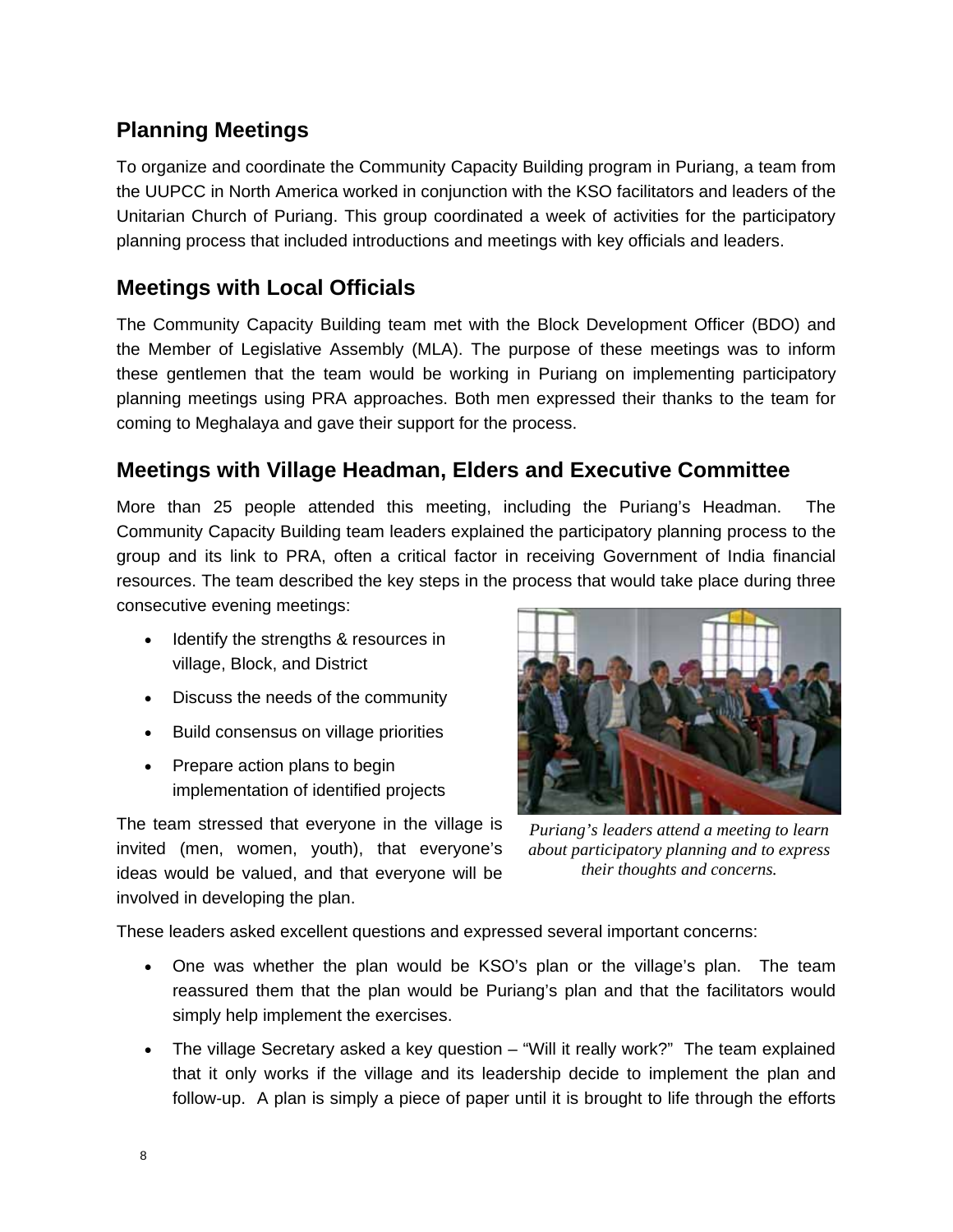## Planning Meetings

To organize and coordinate the Community Capacity Building program in Puriang, a team from the UUPCC in North America worked in conjunction with the KSO facilitators and leaders of the Unitarian Church of Puriang. This group coordinated a week of activities for the participatory planning process that included introductions and meetings with key officials and leaders.

## Meetings with Local Officials

The Community Capacity Building team met with the Block Development Officer (BDO) and the Member of Legislative Assembly (MLA). The purpose of these meetings was to inform these gentlemen that the team would be working in Puriang on implementing participatory planning meetings using PRA approaches. Both men expressed their thanks to the team for coming to Meghalaya and gave their support for the process.

## Meetings with Village Headman, Elders and Executive Committee

More than 25 people attended this meeting, including the Puriang's Headman. The Community Capacity Building team leaders explained the participatory planning process to the group and its link to PRA, often a critical factor in receiving Government of India financial resources. The team described the key steps in the process that would take place during three consecutive evening meetings:

- Identify the strengths & resources in village, Block, and District
- Discuss the needs of the community
- Build consensus on village priorities
- Prepare action plans to begin implementation of identified projects

*Puriang's leaders attend a meeting to learn about participatory planning and to express their thoughts and concerns.*

The team stressed that everyone in the village is invited (men, women, youth), that everyone's ideas would be valued, and that everyone will be involved in developing the plan.

These leaders asked excellent questions and expressed several important concerns:

- One was whether the plan would be KSO's plan or the village's plan. The team reassured them that the plan would be Puriang's plan and that the facilitators would simply help implement the exercises.
- The village Secretary asked a key question – "Will it really work?" The team explained that it only works if the village and its leadership decide to implement the plan and follow-up. A plan is simply a piece of paper until it is brought to life through the efforts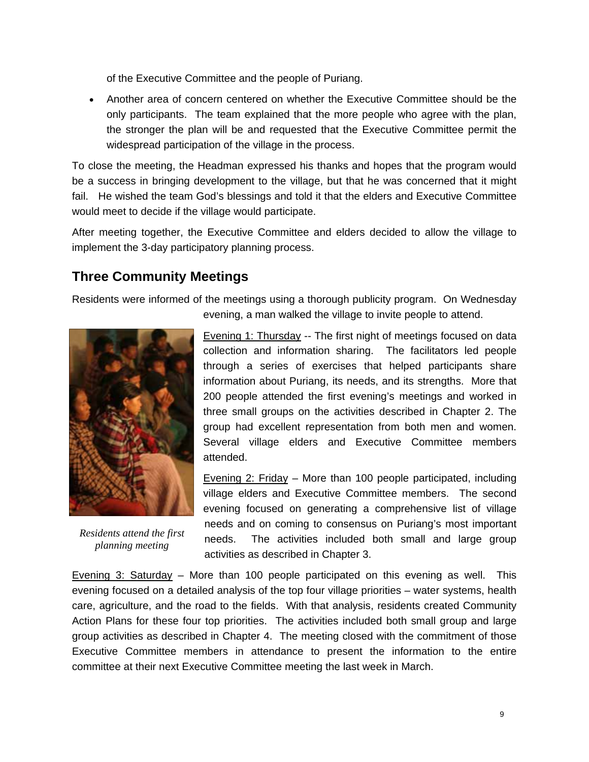of the Executive Committee and the people of Puriang.

- Another area of concern centered on whether the Executive Committee should be the only participants. The team explained that the more people who agree with the plan, the stronger the plan will be and requested that the Executive Committee permit the widespread participation of the village in the process.

To close the meeting, the Headman expressed his thanks and hopes that the program would be a success in bringing development to the village, but that he was concerned that it might fail. He wished the team God's blessings and told it that the elders and Executive Committee would meet to decide if the village would participate.

After meeting together, the Executive Committee and elders decided to allow the village to implement the 3-day participatory planning process.

## Three Community Meetings

Residents were informed of the meetings using a thorough publicity program. On Wednesday evening, a man walked the village to invite people to attend.

*Residents attend the first planning meeting*

Evening 1: Thursday -- The first night of meetings focused on data collection and information sharing. The facilitators led people through a series of exercises that helped participants share information about Puriang, its needs, and its strengths. More that 200 people attended the first evening's meetings and worked in three small groups on the activities described in Chapter 2. The group had excellent representation from both men and women. Several village elders and Executive Committee members attended.

Evening 2: Friday – More than 100 people participated, including village elders and Executive Committee members. The second evening focused on generating a comprehensive list of village needs and on coming to consensus on Puriang's most important needs. The activities included both small and large group activities as described in Chapter 3.

Evening 3: Saturday – More than 100 people participated on this evening as well. This evening focused on a detailed analysis of the top four village priorities – water systems, health care, agriculture, and the road to the fields. With that analysis, residents created Community Action Plans for these four top priorities. The activities included both small group and large group activities as described in Chapter 4. The meeting closed with the commitment of those Executive Committee members in attendance to present the information to the entire committee at their next Executive Committee meeting the last week in March.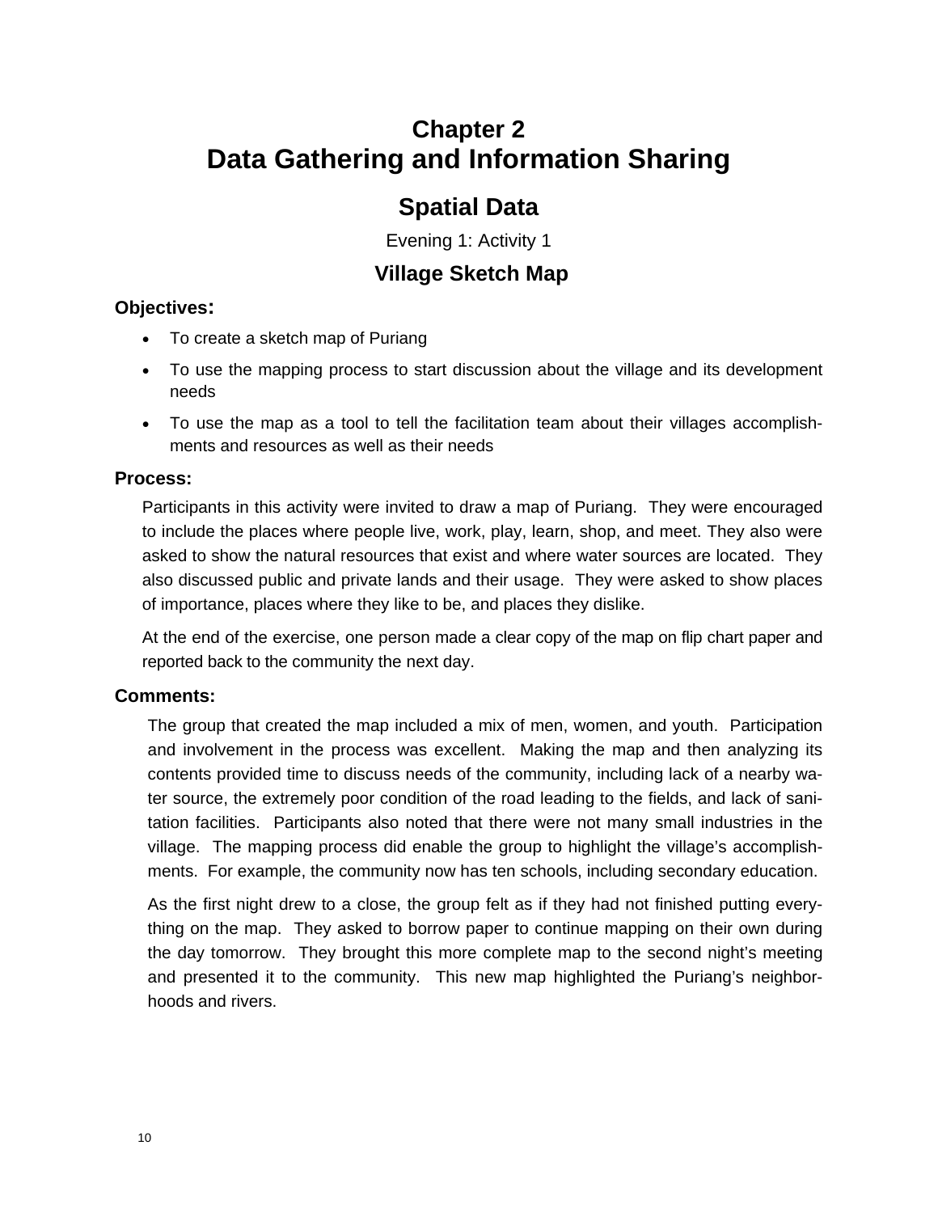# Chapter 2
# Data Gathering and Information Sharing

## Spatial Data

Evening 1: Activity 1

### Village Sketch Map

**Objectives:**

- To create a sketch map of Puriang
- To use the mapping process to start discussion about the village and its development needs
- To use the map as a tool to tell the facilitation team about their villages accomplishments and resources as well as their needs

**Process:**

Participants in this activity were invited to draw a map of Puriang. They were encouraged to include the places where people live, work, play, learn, shop, and meet. They also were asked to show the natural resources that exist and where water sources are located. They also discussed public and private lands and their usage. They were asked to show places of importance, places where they like to be, and places they dislike.

At the end of the exercise, one person made a clear copy of the map on flip chart paper and reported back to the community the next day.

**Comments:**

The group that created the map included a mix of men, women, and youth. Participation and involvement in the process was excellent. Making the map and then analyzing its contents provided time to discuss needs of the community, including lack of a nearby water source, the extremely poor condition of the road leading to the fields, and lack of sanitation facilities. Participants also noted that there were not many small industries in the village. The mapping process did enable the group to highlight the village's accomplishments. For example, the community now has ten schools, including secondary education.

As the first night drew to a close, the group felt as if they had not finished putting everything on the map. They asked to borrow paper to continue mapping on their own during the day tomorrow. They brought this more complete map to the second night's meeting and presented it to the community. This new map highlighted the Puriang's neighborhoods and rivers.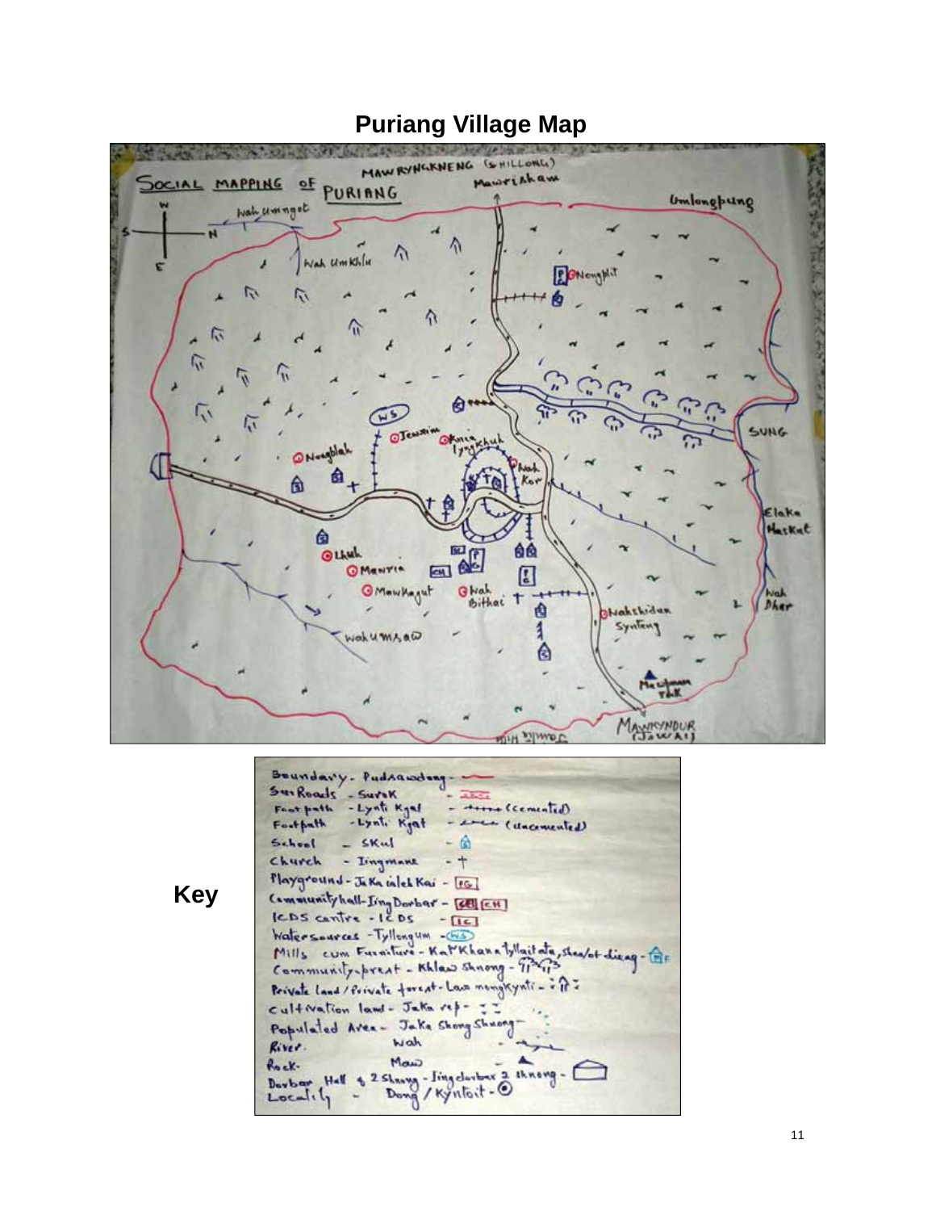# Puriang Village Map

**Key**

Boundary - Pudrawdong
Sur Roads - Surok
Foot path - Lynti Kyaf (cemented)
Footpath - Lynti Kyat (uncemented)
School - Skul
Church - Iingmane
Playground - Jaka ialeh Kai - PG
Community hall - Iing Dorbar - CH
ICDS centre - ICDS - IC
Watersources - Tyllongum - WS
Mills cum Furniture - Kar Khana tyllaitate, shnat diang
Community forest - Khlaw Shnong
Private land / Private forest - Law mongkynti
Cultivation land - Jaka rep
Populated Area - Jaka Shong Shnong
River - Wah
Rock - Maw
Dorbar Hall & 2 Shnong - Iing dorbar 2 shnong
Locality - Dong / Kyntoit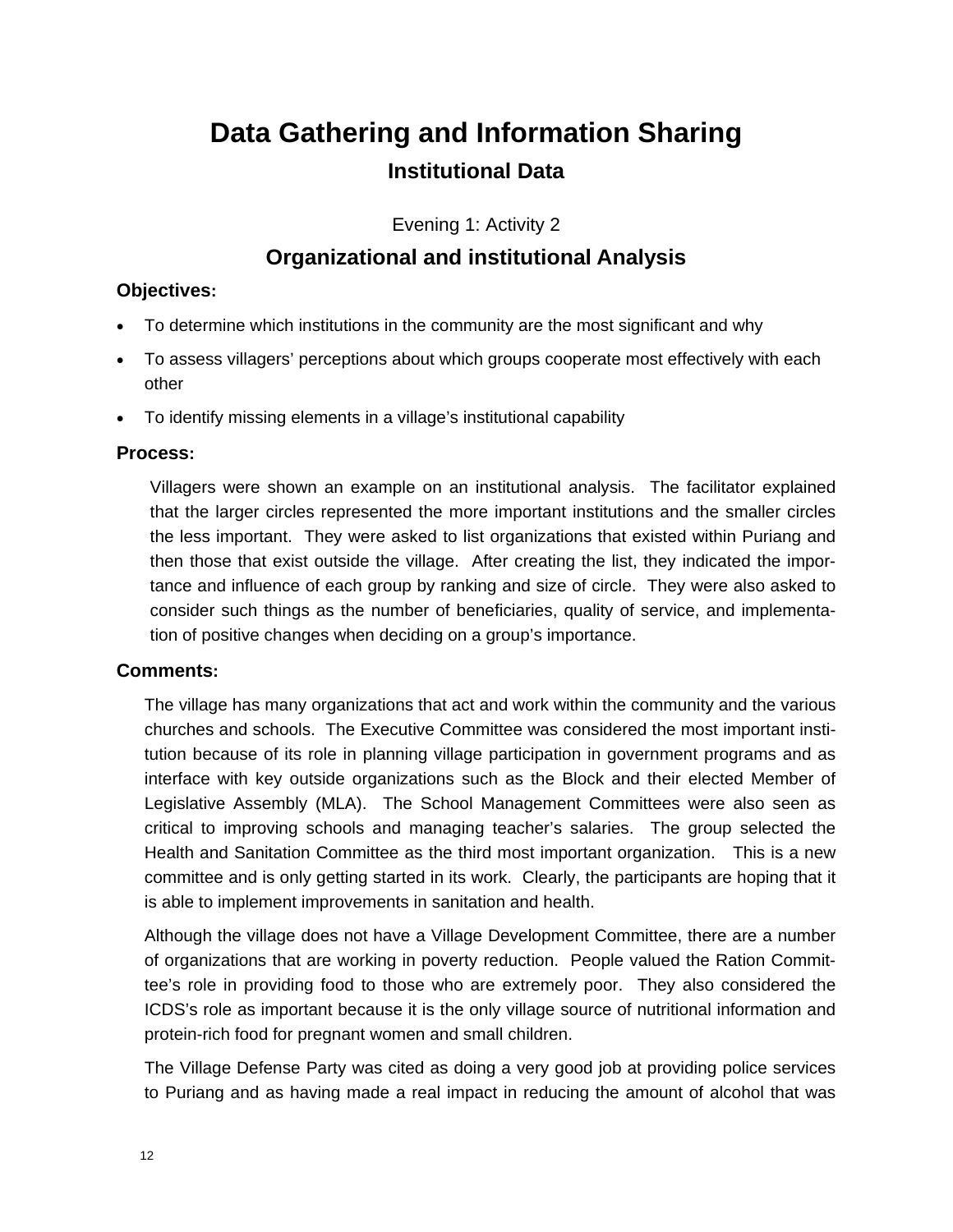# Data Gathering and Information Sharing

## Institutional Data

Evening 1: Activity 2

## Organizational and institutional Analysis

### Objectives:

- To determine which institutions in the community are the most significant and why
- To assess villagers' perceptions about which groups cooperate most effectively with each other
- To identify missing elements in a village's institutional capability

### Process:

Villagers were shown an example on an institutional analysis. The facilitator explained that the larger circles represented the more important institutions and the smaller circles the less important. They were asked to list organizations that existed within Puriang and then those that exist outside the village. After creating the list, they indicated the importance and influence of each group by ranking and size of circle. They were also asked to consider such things as the number of beneficiaries, quality of service, and implementation of positive changes when deciding on a group's importance.

### Comments:

The village has many organizations that act and work within the community and the various churches and schools. The Executive Committee was considered the most important institution because of its role in planning village participation in government programs and as interface with key outside organizations such as the Block and their elected Member of Legislative Assembly (MLA). The School Management Committees were also seen as critical to improving schools and managing teacher's salaries. The group selected the Health and Sanitation Committee as the third most important organization. This is a new committee and is only getting started in its work. Clearly, the participants are hoping that it is able to implement improvements in sanitation and health.

Although the village does not have a Village Development Committee, there are a number of organizations that are working in poverty reduction. People valued the Ration Committee's role in providing food to those who are extremely poor. They also considered the ICDS's role as important because it is the only village source of nutritional information and protein-rich food for pregnant women and small children.

The Village Defense Party was cited as doing a very good job at providing police services to Puriang and as having made a real impact in reducing the amount of alcohol that was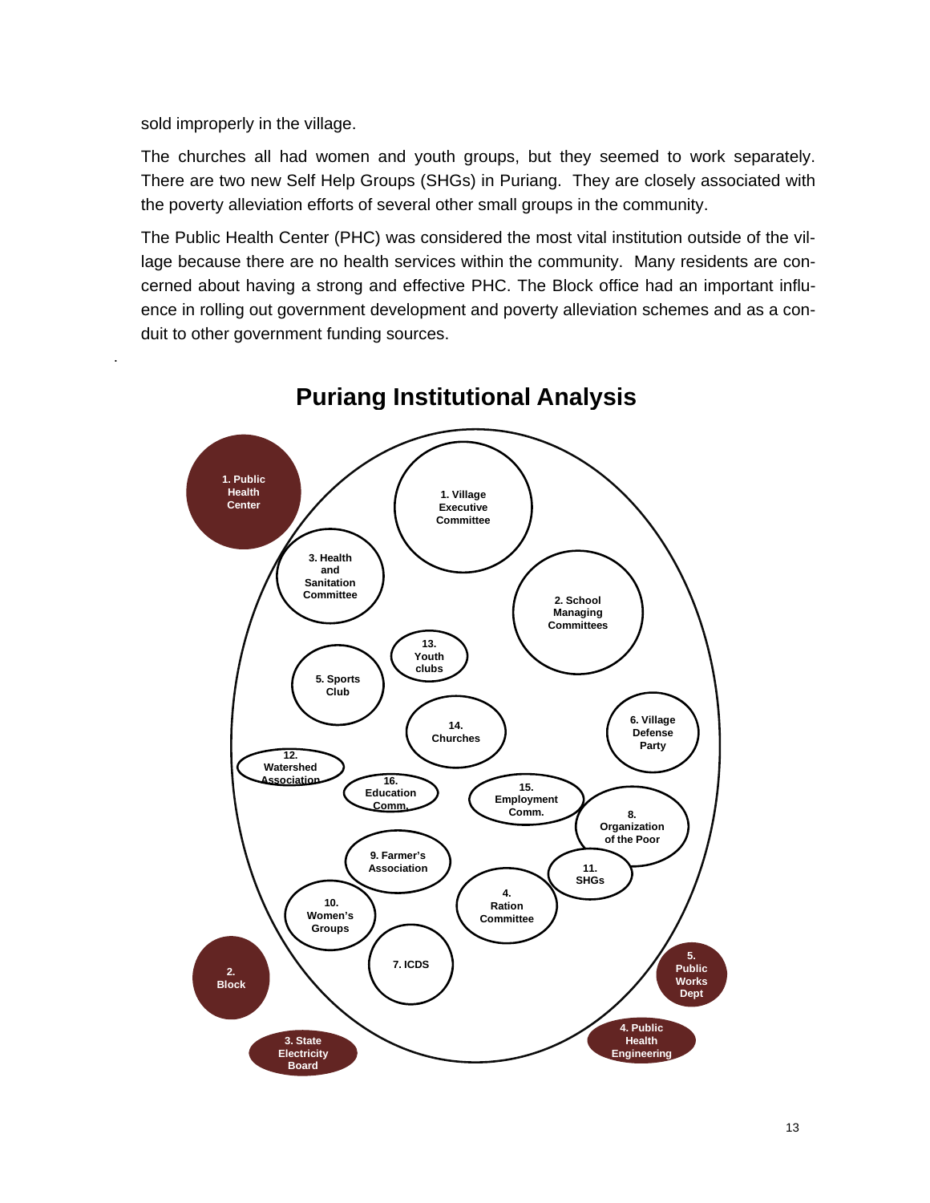sold improperly in the village.

The churches all had women and youth groups, but they seemed to work separately. There are two new Self Help Groups (SHGs) in Puriang. They are closely associated with the poverty alleviation efforts of several other small groups in the community.

The Public Health Center (PHC) was considered the most vital institution outside of the village because there are no health services within the community. Many residents are concerned about having a strong and effective PHC. The Block office had an important influence in rolling out government development and poverty alleviation schemes and as a conduit to other government funding sources.

## Puriang Institutional Analysis

1. Public Health Center
1. Village Executive Committee
3. Health and Sanitation Committee
2. School Managing Committees
13. Youth clubs
5. Sports Club
14. Churches
6. Village Defense Party
12. Watershed Association
16. Education Comm.
15. Employment Comm.
8. Organization of the Poor
9. Farmer's Association
11. SHGs
4. Ration Committee
10. Women's Groups
7. ICDS
2. Block
5. Public Works Dept
3. State Electricity Board
4. Public Health Engineering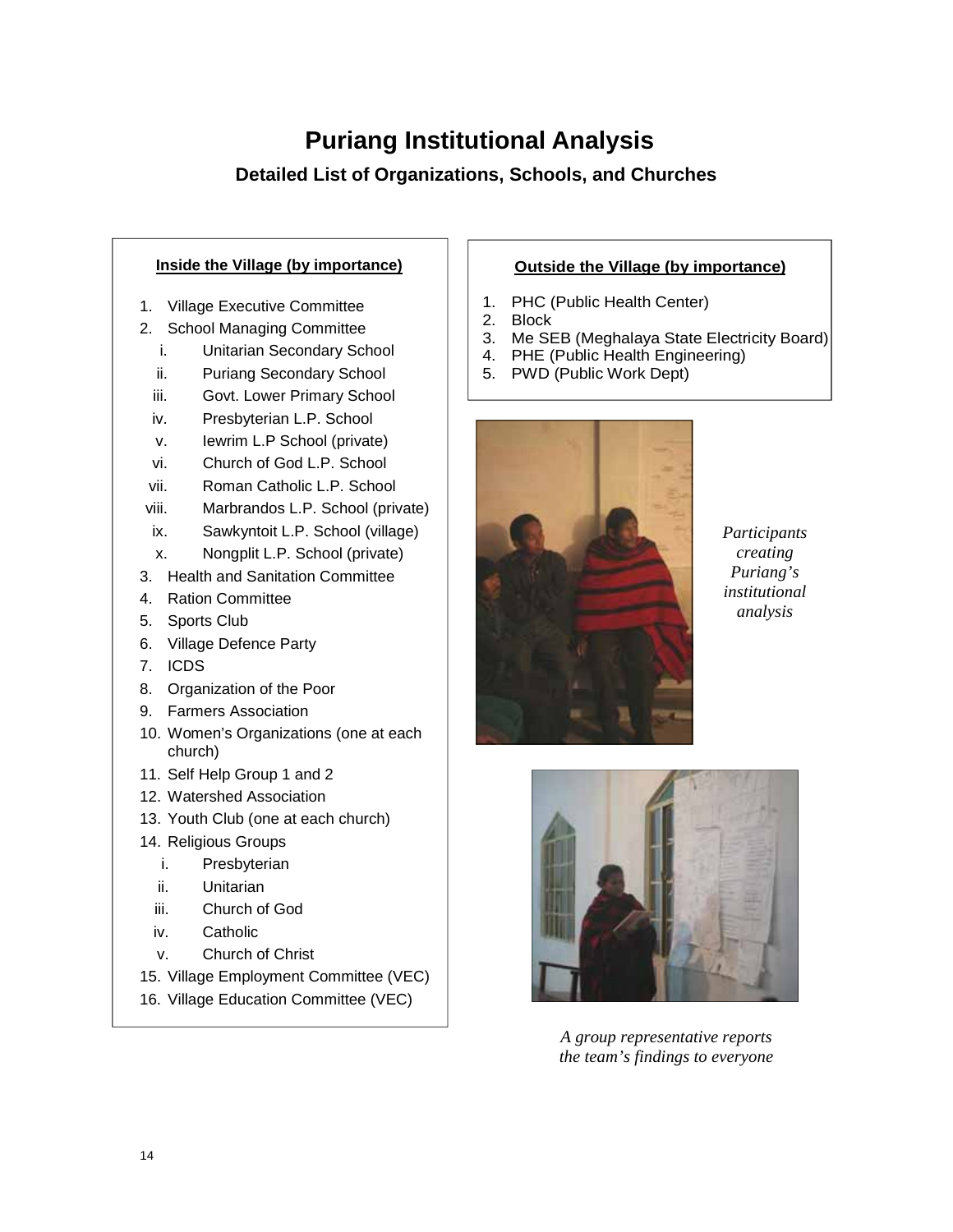# Puriang Institutional Analysis

## Detailed List of Organizations, Schools, and Churches

**Inside the Village (by importance)**

1. Village Executive Committee
2. School Managing Committee
   - i. Unitarian Secondary School
   - ii. Puriang Secondary School
   - iii. Govt. Lower Primary School
   - iv. Presbyterian L.P. School
   - v. Iewrim L.P School (private)
   - vi. Church of God L.P. School
   - vii. Roman Catholic L.P. School
   - viii. Marbrandos L.P. School (private)
   - ix. Sawkyntoit L.P. School (village)
   - x. Nongplit L.P. School (private)
3. Health and Sanitation Committee
4. Ration Committee
5. Sports Club
6. Village Defence Party
7. ICDS
8. Organization of the Poor
9. Farmers Association
10. Women's Organizations (one at each church)
11. Self Help Group 1 and 2
12. Watershed Association
13. Youth Club (one at each church)
14. Religious Groups
    - i. Presbyterian
    - ii. Unitarian
    - iii. Church of God
    - iv. Catholic
    - v. Church of Christ
15. Village Employment Committee (VEC)
16. Village Education Committee (VEC)

**Outside the Village (by importance)**

1. PHC (Public Health Center)
2. Block
3. Me SEB (Meghalaya State Electricity Board)
4. PHE (Public Health Engineering)
5. PWD (Public Work Dept)

*Participants creating Puriang's institutional analysis*

*A group representative reports the team's findings to everyone*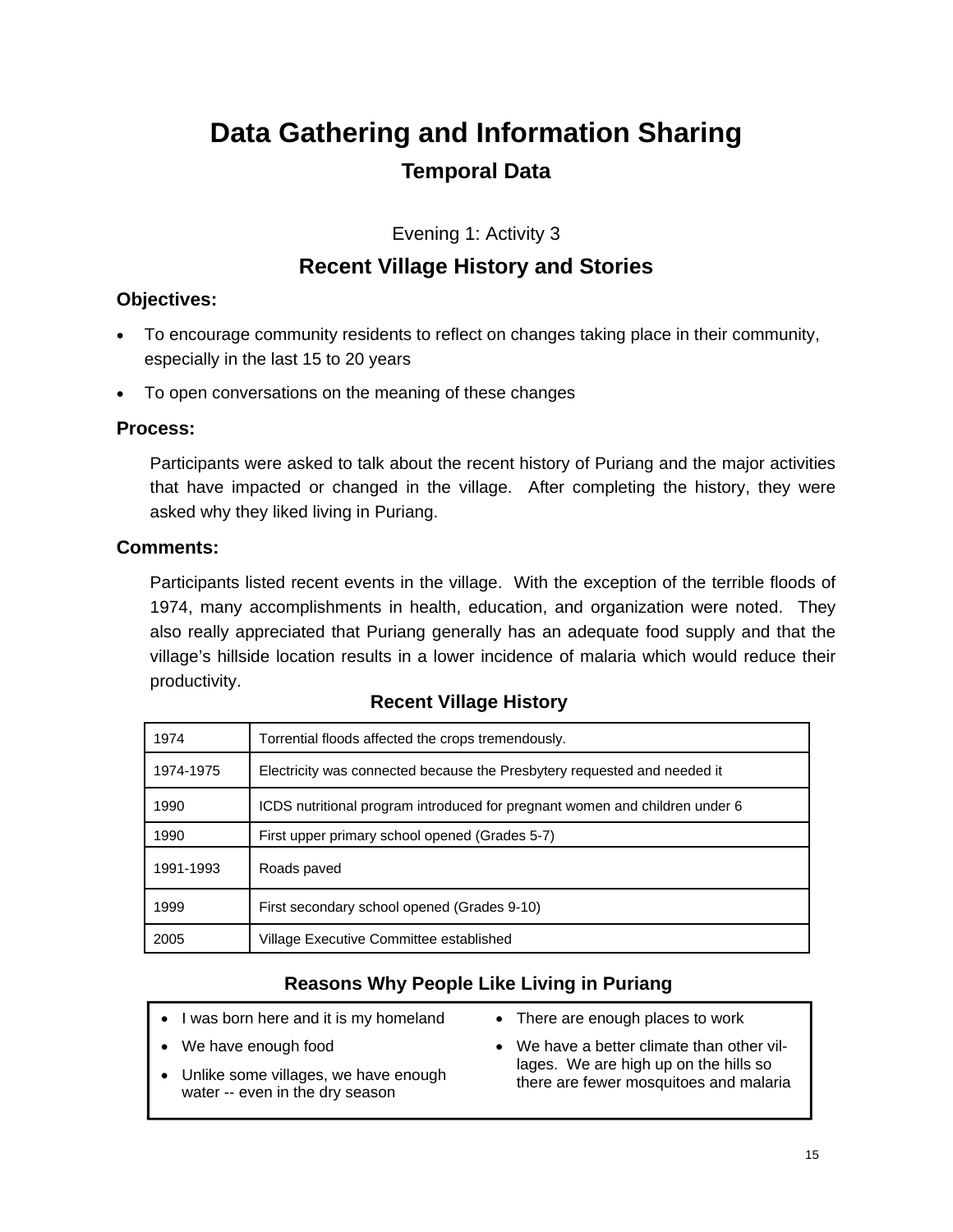# Data Gathering and Information Sharing

## Temporal Data

Evening 1: Activity 3

## Recent Village History and Stories

### Objectives:

- To encourage community residents to reflect on changes taking place in their community, especially in the last 15 to 20 years
- To open conversations on the meaning of these changes

### Process:

Participants were asked to talk about the recent history of Puriang and the major activities that have impacted or changed in the village. After completing the history, they were asked why they liked living in Puriang.

### Comments:

Participants listed recent events in the village. With the exception of the terrible floods of 1974, many accomplishments in health, education, and organization were noted. They also really appreciated that Puriang generally has an adequate food supply and that the village's hillside location results in a lower incidence of malaria which would reduce their productivity.

**Recent Village History**

| | |
|---|---|
| 1974 | Torrential floods affected the crops tremendously. |
| 1974-1975 | Electricity was connected because the Presbytery requested and needed it |
| 1990 | ICDS nutritional program introduced for pregnant women and children under 6 |
| 1990 | First upper primary school opened (Grades 5-7) |
| 1991-1993 | Roads paved |
| 1999 | First secondary school opened (Grades 9-10) |
| 2005 | Village Executive Committee established |

**Reasons Why People Like Living in Puriang**

- I was born here and it is my homeland
- We have enough food
- Unlike some villages, we have enough water -- even in the dry season
- There are enough places to work
- We have a better climate than other villages. We are high up on the hills so there are fewer mosquitoes and malaria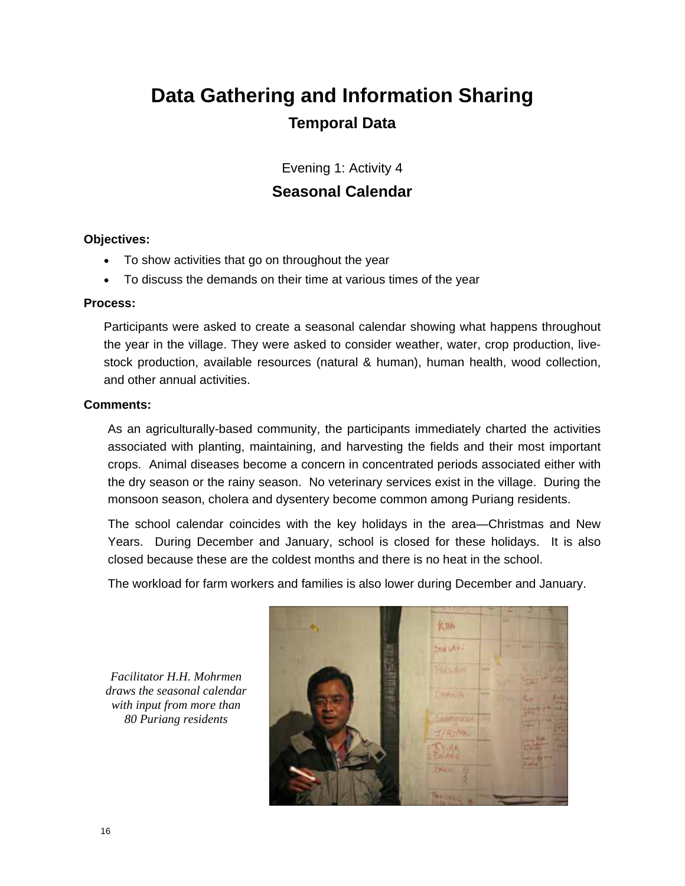# Data Gathering and Information Sharing

## Temporal Data

Evening 1: Activity 4

## Seasonal Calendar

**Objectives:**

- To show activities that go on throughout the year
- To discuss the demands on their time at various times of the year

**Process:**

Participants were asked to create a seasonal calendar showing what happens throughout the year in the village. They were asked to consider weather, water, crop production, live-stock production, available resources (natural & human), human health, wood collection, and other annual activities.

**Comments:**

As an agriculturally-based community, the participants immediately charted the activities associated with planting, maintaining, and harvesting the fields and their most important crops. Animal diseases become a concern in concentrated periods associated either with the dry season or the rainy season. No veterinary services exist in the village. During the monsoon season, cholera and dysentery become common among Puriang residents.

The school calendar coincides with the key holidays in the area—Christmas and New Years. During December and January, school is closed for these holidays. It is also closed because these are the coldest months and there is no heat in the school.

The workload for farm workers and families is also lower during December and January.

*Facilitator H.H. Mohrmen draws the seasonal calendar with input from more than 80 Puriang residents*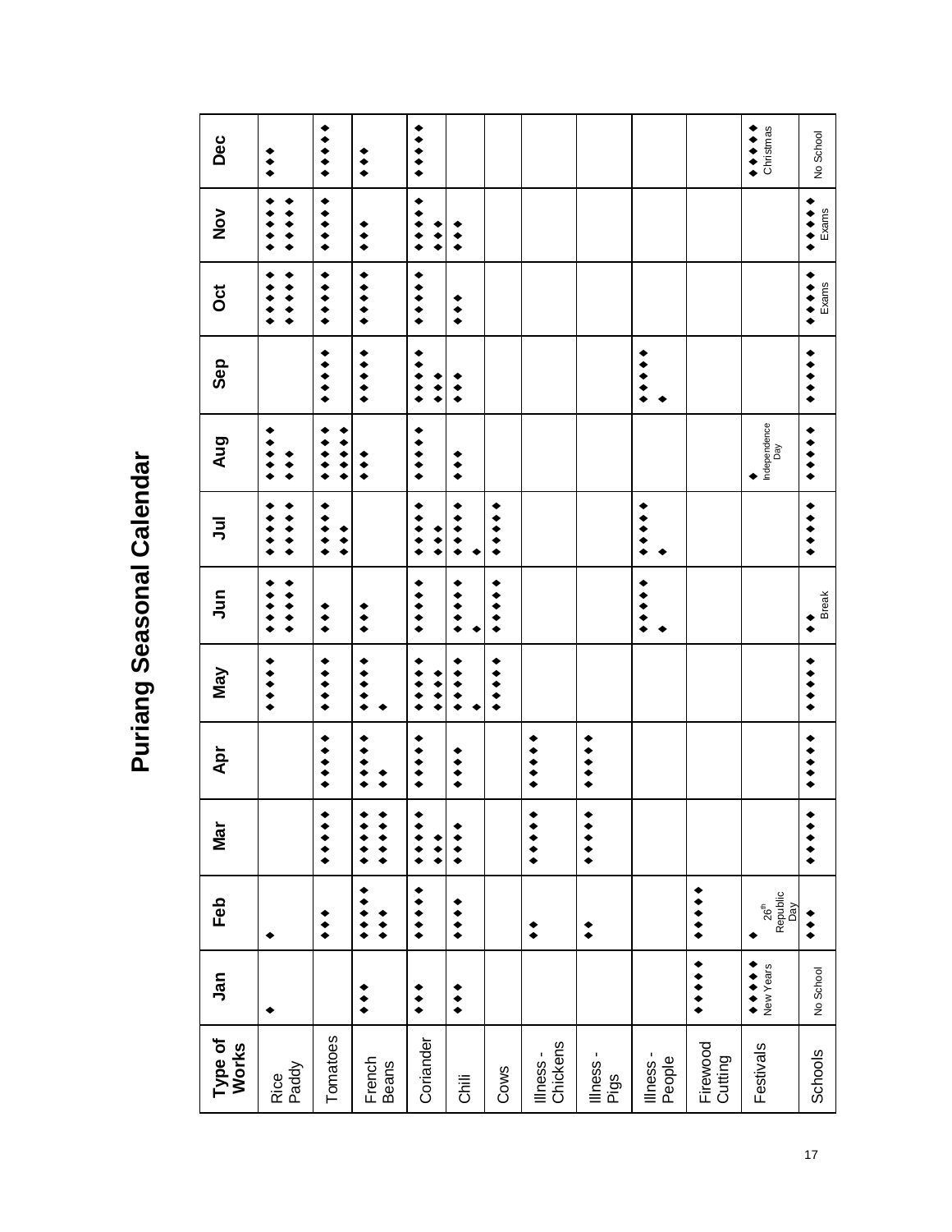# Puriang Seasonal Calendar

| Type of Works | Jan | Feb | Mar | Apr | May | Jun | Jul | Aug | Sep | Oct | Nov | Dec |
|---|---|---|---|---|---|---|---|---|---|---|---|---|
| Rice Paddy | ◆ | ◆ | | | ◆◆◆◆◆ | ◆◆◆◆◆ ◆◆◆◆◆ | ◆◆◆◆◆ ◆◆◆◆◆ | ◆◆◆◆◆ ◆◆◆ | | ◆◆◆◆◆ ◆◆◆◆◆ | ◆◆◆◆◆ ◆◆◆◆◆ | ◆◆◆ |
| Tomatoes | | ◆◆◆ | ◆◆◆◆◆ | ◆◆◆◆◆ | ◆◆◆◆◆ | ◆◆◆ | ◆◆◆◆◆ ◆◆◆ | ◆◆◆◆◆ ◆◆◆◆ | ◆◆◆◆◆ | ◆◆◆◆◆ | ◆◆◆◆◆ | ◆◆◆◆◆ |
| French Beans | ◆◆◆ | ◆◆◆◆◆ ◆◆◆ | ◆◆◆◆◆ ◆◆◆◆◆ | ◆◆◆◆◆ ◆◆ | ◆◆◆◆◆ ◆ | ◆◆◆ | | ◆◆◆ | ◆◆◆◆◆ | ◆◆◆◆◆ | ◆◆◆ | ◆◆◆ |
| Coriander | ◆◆◆ | ◆◆◆◆◆ | ◆◆◆◆◆ ◆◆ | ◆◆◆◆◆ | ◆◆◆◆◆ ◆◆◆◆ | ◆◆◆◆◆ | ◆◆◆◆◆ ◆◆ | ◆◆◆◆◆ | ◆◆◆◆◆ ◆◆◆ | ◆◆◆◆◆ | ◆◆◆◆◆ ◆◆◆ | ◆◆◆◆◆ |
| Chili | ◆◆◆ | ◆◆◆◆ | ◆◆◆◆ | ◆◆◆◆ | ◆◆◆◆◆ ◆ | ◆◆◆◆◆ ◆ | ◆◆◆◆◆ ◆ | ◆◆◆ | ◆◆◆ | ◆◆◆ | ◆◆◆ | |
| Cows | | | | | ◆◆◆◆◆ | ◆◆◆◆◆ | ◆◆◆◆◆ | | | | | |
| Illness - Chickens | | ◆◆ | ◆◆◆◆◆ | ◆◆◆◆◆ | | | | | | | | |
| Illness - Pigs | | ◆◆ | ◆◆◆◆◆ | ◆◆◆◆◆ | | | | | | | | |
| Illness - People | | | | | | ◆◆◆◆◆ ◆ | ◆◆◆◆◆ ◆ | | ◆◆◆◆◆ ◆ | | | |
| Firewood Cutting | ◆◆◆◆◆ | ◆◆◆◆◆ | | | | | | | | | | |
| Festivals | ◆◆◆◆◆ New Years | ◆ 26th Republic Day | | | | | | ◆ Independence Day | | | | ◆◆◆◆◆ Christmas |
| Schools | No School | ◆◆◆ | ◆◆◆◆◆ | ◆◆◆◆◆ | ◆◆◆◆◆ | ◆◆ Break | ◆◆◆◆◆ | ◆◆◆◆◆ | ◆◆◆◆◆ | ◆◆◆◆◆ Exams | ◆◆◆◆◆ Exams | No School |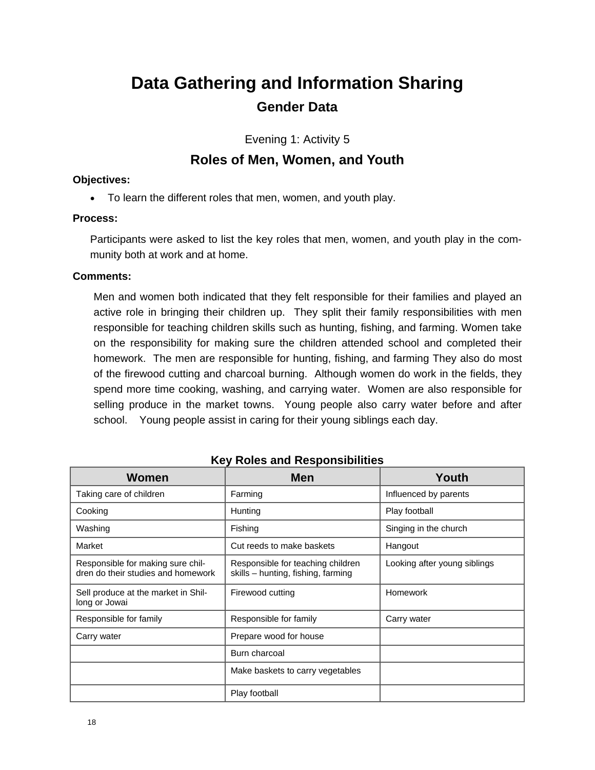# Data Gathering and Information Sharing

## Gender Data

Evening 1: Activity 5

## Roles of Men, Women, and Youth

**Objectives:**

- To learn the different roles that men, women, and youth play.

**Process:**

Participants were asked to list the key roles that men, women, and youth play in the community both at work and at home.

**Comments:**

Men and women both indicated that they felt responsible for their families and played an active role in bringing their children up. They split their family responsibilities with men responsible for teaching children skills such as hunting, fishing, and farming. Women take on the responsibility for making sure the children attended school and completed their homework. The men are responsible for hunting, fishing, and farming They also do most of the firewood cutting and charcoal burning. Although women do work in the fields, they spend more time cooking, washing, and carrying water. Women are also responsible for selling produce in the market towns. Young people also carry water before and after school. Young people assist in caring for their young siblings each day.

**Key Roles and Responsibilities**

| Women | Men | Youth |
|---|---|---|
| Taking care of children | Farming | Influenced by parents |
| Cooking | Hunting | Play football |
| Washing | Fishing | Singing in the church |
| Market | Cut reeds to make baskets | Hangout |
| Responsible for making sure children do their studies and homework | Responsible for teaching children skills – hunting, fishing, farming | Looking after young siblings |
| Sell produce at the market in Shillong or Jowai | Firewood cutting | Homework |
| Responsible for family | Responsible for family | Carry water |
| Carry water | Prepare wood for house | |
| | Burn charcoal | |
| | Make baskets to carry vegetables | |
| | Play football | |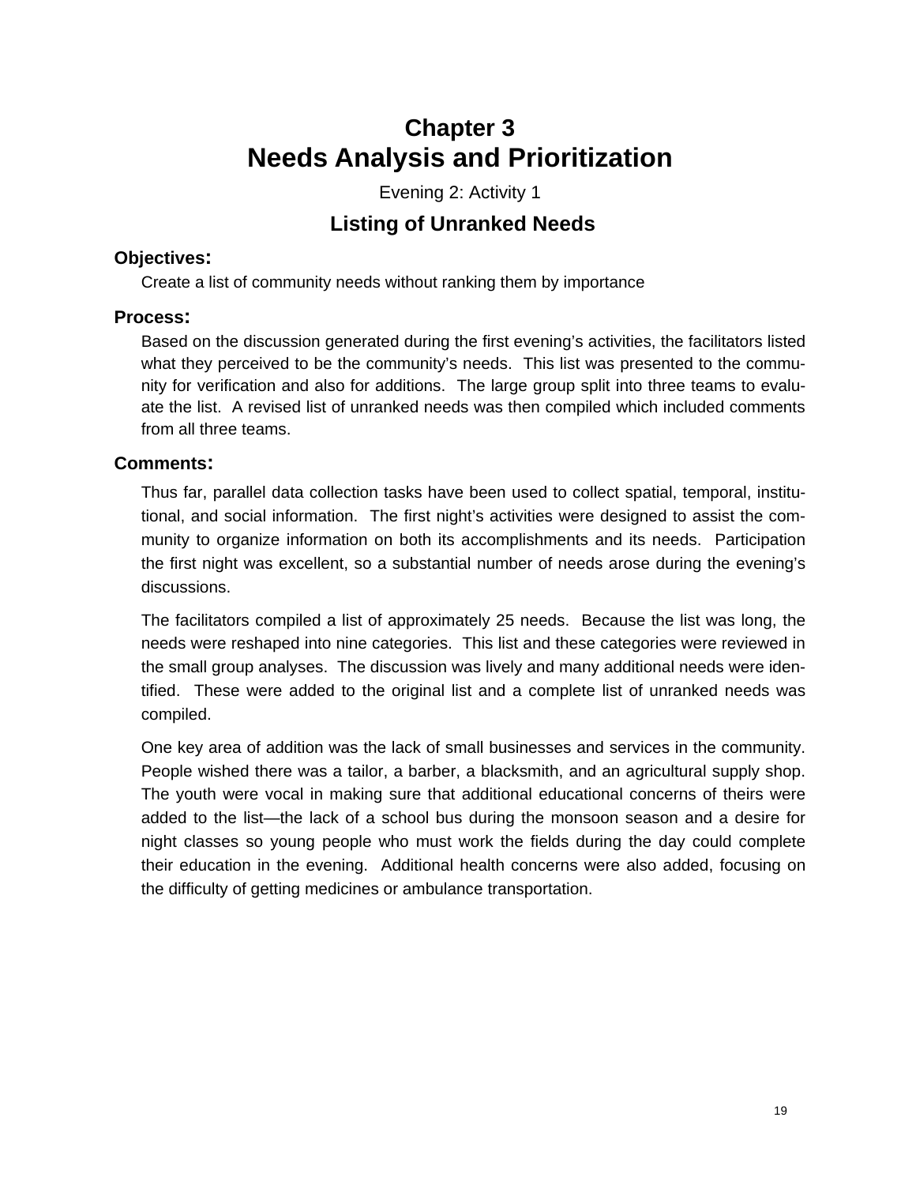# Chapter 3
# Needs Analysis and Prioritization

Evening 2: Activity 1

## Listing of Unranked Needs

### Objectives:

Create a list of community needs without ranking them by importance

### Process:

Based on the discussion generated during the first evening's activities, the facilitators listed what they perceived to be the community's needs. This list was presented to the community for verification and also for additions. The large group split into three teams to evaluate the list. A revised list of unranked needs was then compiled which included comments from all three teams.

### Comments:

Thus far, parallel data collection tasks have been used to collect spatial, temporal, institutional, and social information. The first night's activities were designed to assist the community to organize information on both its accomplishments and its needs. Participation the first night was excellent, so a substantial number of needs arose during the evening's discussions.

The facilitators compiled a list of approximately 25 needs. Because the list was long, the needs were reshaped into nine categories. This list and these categories were reviewed in the small group analyses. The discussion was lively and many additional needs were identified. These were added to the original list and a complete list of unranked needs was compiled.

One key area of addition was the lack of small businesses and services in the community. People wished there was a tailor, a barber, a blacksmith, and an agricultural supply shop. The youth were vocal in making sure that additional educational concerns of theirs were added to the list—the lack of a school bus during the monsoon season and a desire for night classes so young people who must work the fields during the day could complete their education in the evening. Additional health concerns were also added, focusing on the difficulty of getting medicines or ambulance transportation.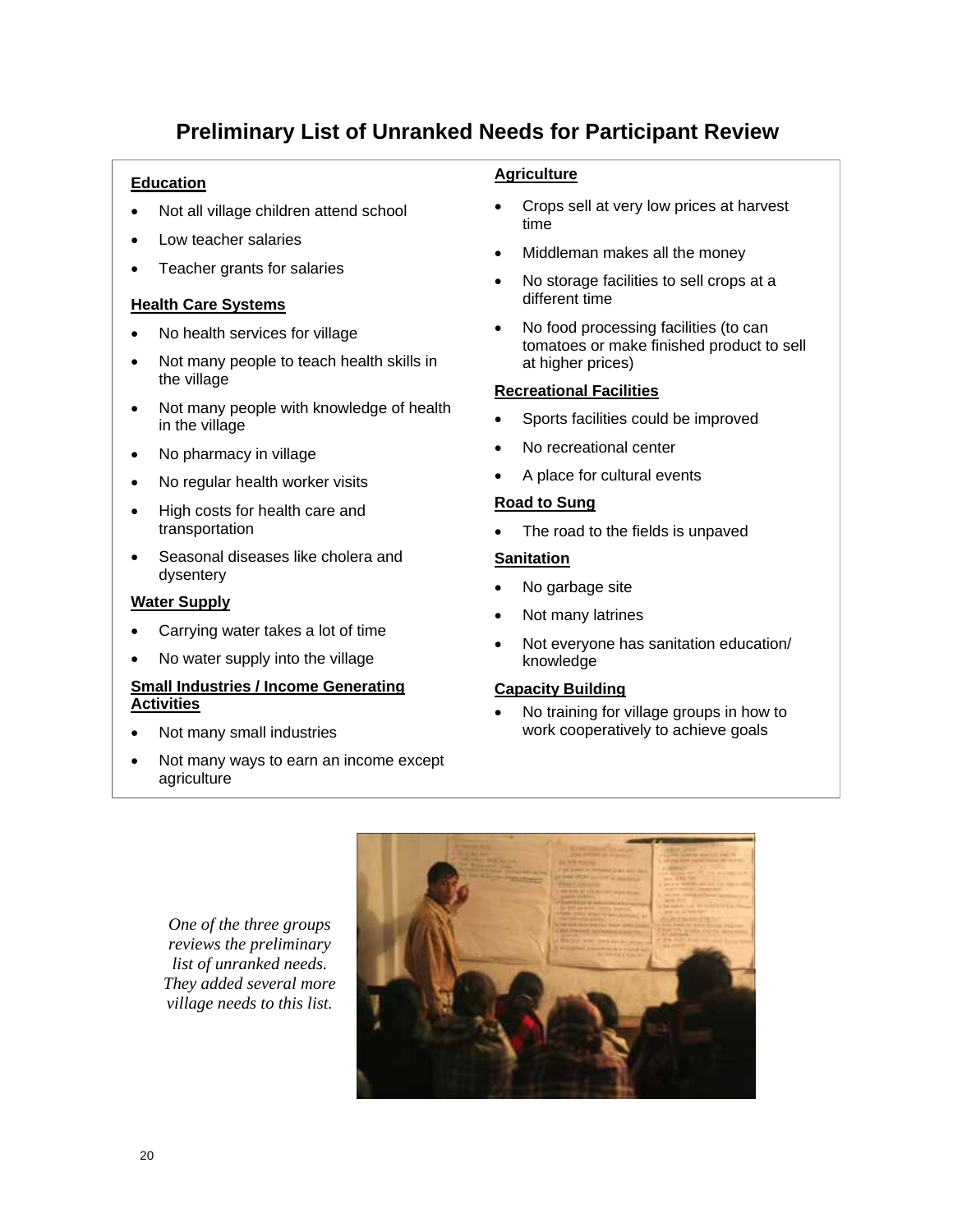## Preliminary List of Unranked Needs for Participant Review

**Education**

- Not all village children attend school
- Low teacher salaries
- Teacher grants for salaries

**Health Care Systems**

- No health services for village
- Not many people to teach health skills in the village
- Not many people with knowledge of health in the village
- No pharmacy in village
- No regular health worker visits
- High costs for health care and transportation
- Seasonal diseases like cholera and dysentery

**Water Supply**

- Carrying water takes a lot of time
- No water supply into the village

**Small Industries / Income Generating Activities**

- Not many small industries
- Not many ways to earn an income except agriculture

**Agriculture**

- Crops sell at very low prices at harvest time
- Middleman makes all the money
- No storage facilities to sell crops at a different time
- No food processing facilities (to can tomatoes or make finished product to sell at higher prices)

**Recreational Facilities**

- Sports facilities could be improved
- No recreational center
- A place for cultural events

**Road to Sung**

- The road to the fields is unpaved

**Sanitation**

- No garbage site
- Not many latrines
- Not everyone has sanitation education/ knowledge

**Capacity Building**

- No training for village groups in how to work cooperatively to achieve goals

*One of the three groups reviews the preliminary list of unranked needs. They added several more village needs to this list.*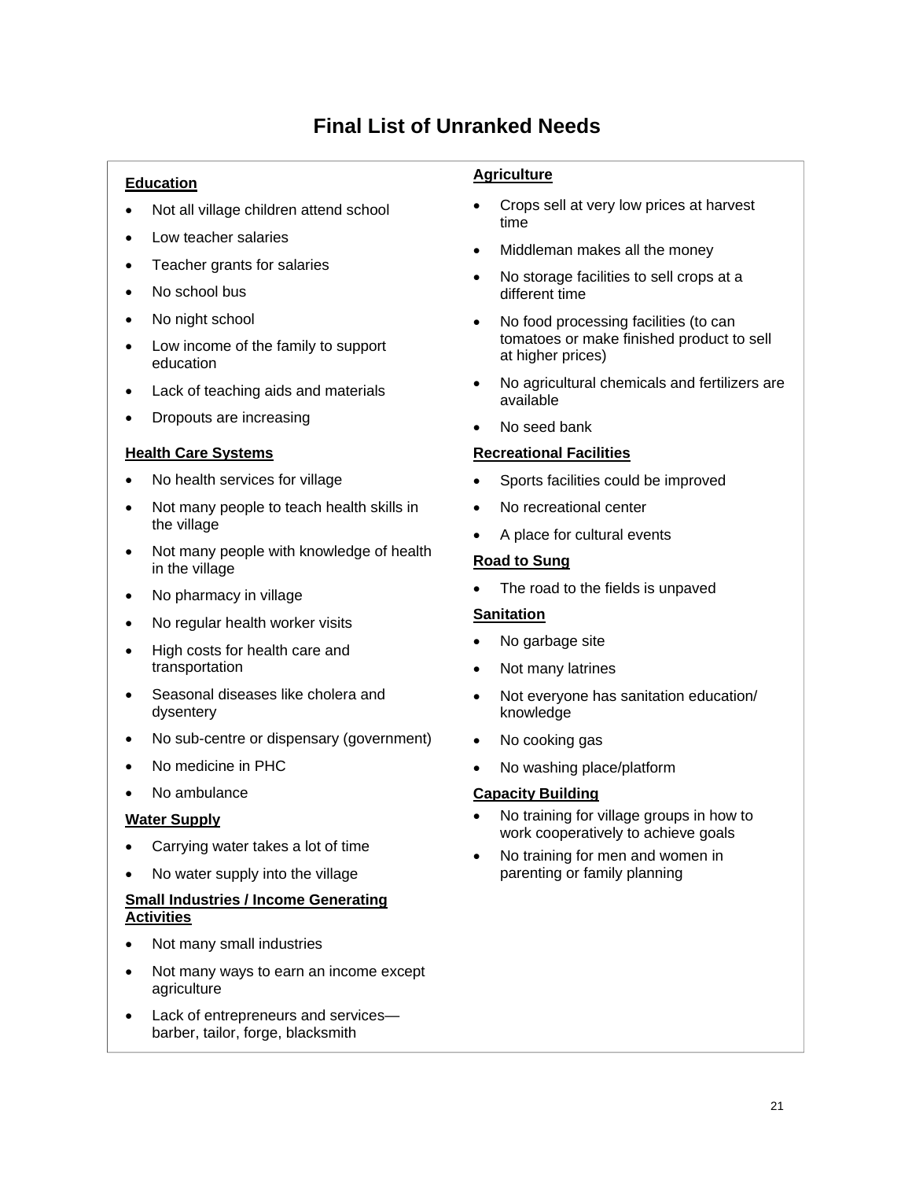# Final List of Unranked Needs

**Education**

- Not all village children attend school
- Low teacher salaries
- Teacher grants for salaries
- No school bus
- No night school
- Low income of the family to support education
- Lack of teaching aids and materials
- Dropouts are increasing

**Health Care Systems**

- No health services for village
- Not many people to teach health skills in the village
- Not many people with knowledge of health in the village
- No pharmacy in village
- No regular health worker visits
- High costs for health care and transportation
- Seasonal diseases like cholera and dysentery
- No sub-centre or dispensary (government)
- No medicine in PHC
- No ambulance

**Water Supply**

- Carrying water takes a lot of time
- No water supply into the village

**Small Industries / Income Generating Activities**

- Not many small industries
- Not many ways to earn an income except agriculture
- Lack of entrepreneurs and services—barber, tailor, forge, blacksmith

**Agriculture**

- Crops sell at very low prices at harvest time
- Middleman makes all the money
- No storage facilities to sell crops at a different time
- No food processing facilities (to can tomatoes or make finished product to sell at higher prices)
- No agricultural chemicals and fertilizers are available
- No seed bank

**Recreational Facilities**

- Sports facilities could be improved
- No recreational center
- A place for cultural events

**Road to Sung**

- The road to the fields is unpaved

**Sanitation**

- No garbage site
- Not many latrines
- Not everyone has sanitation education/ knowledge
- No cooking gas
- No washing place/platform

**Capacity Building**

- No training for village groups in how to work cooperatively to achieve goals
- No training for men and women in parenting or family planning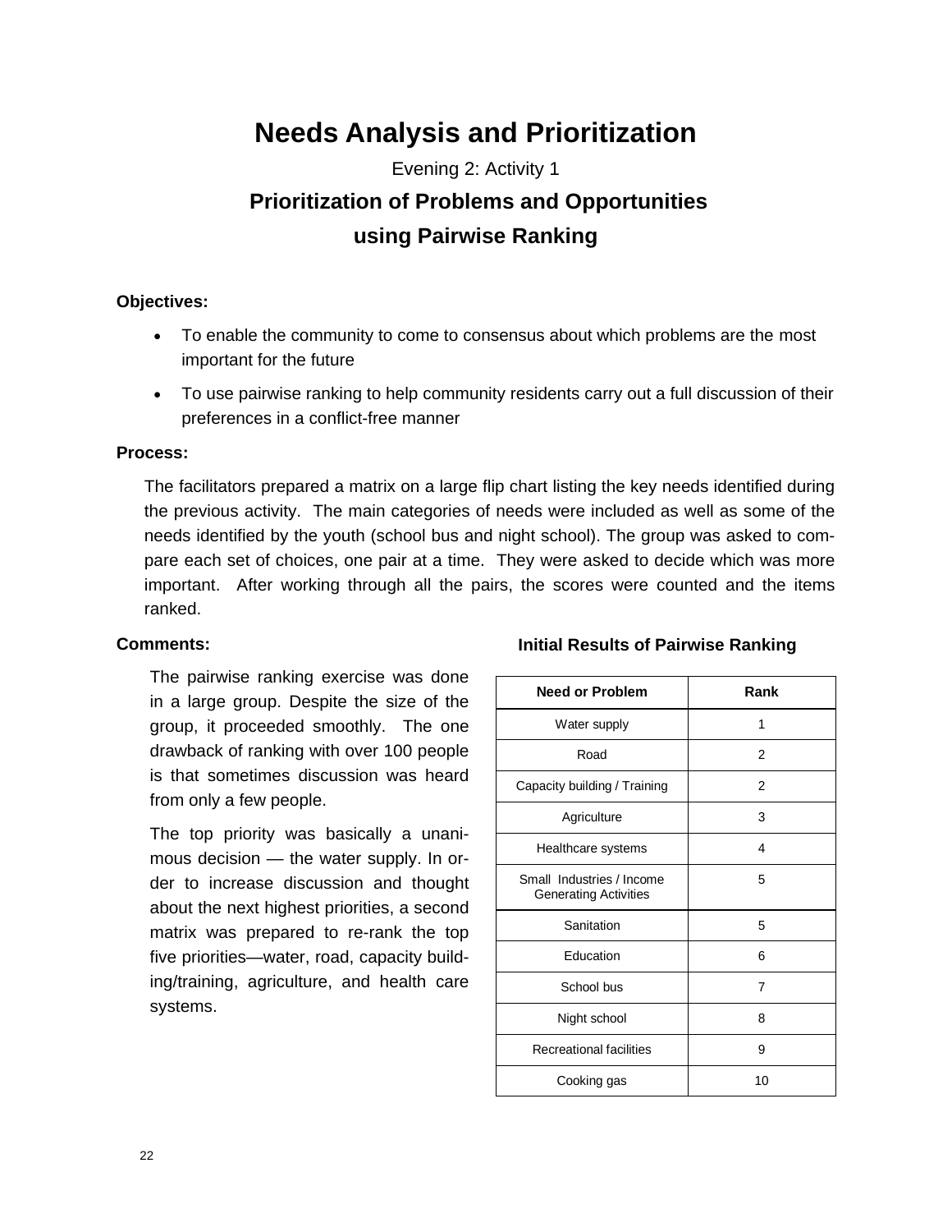# Needs Analysis and Prioritization

Evening 2: Activity 1

## Prioritization of Problems and Opportunities using Pairwise Ranking

**Objectives:**

- To enable the community to come to consensus about which problems are the most important for the future
- To use pairwise ranking to help community residents carry out a full discussion of their preferences in a conflict-free manner

**Process:**

The facilitators prepared a matrix on a large flip chart listing the key needs identified during the previous activity. The main categories of needs were included as well as some of the needs identified by the youth (school bus and night school). The group was asked to compare each set of choices, one pair at a time. They were asked to decide which was more important. After working through all the pairs, the scores were counted and the items ranked.

**Comments:**

The pairwise ranking exercise was done in a large group. Despite the size of the group, it proceeded smoothly. The one drawback of ranking with over 100 people is that sometimes discussion was heard from only a few people.

The top priority was basically a unanimous decision — the water supply. In order to increase discussion and thought about the next highest priorities, a second matrix was prepared to re-rank the top five priorities—water, road, capacity building/training, agriculture, and health care systems.

**Initial Results of Pairwise Ranking**

| Need or Problem | Rank |
|---|---|
| Water supply | 1 |
| Road | 2 |
| Capacity building / Training | 2 |
| Agriculture | 3 |
| Healthcare systems | 4 |
| Small Industries / Income Generating Activities | 5 |
| Sanitation | 5 |
| Education | 6 |
| School bus | 7 |
| Night school | 8 |
| Recreational facilities | 9 |
| Cooking gas | 10 |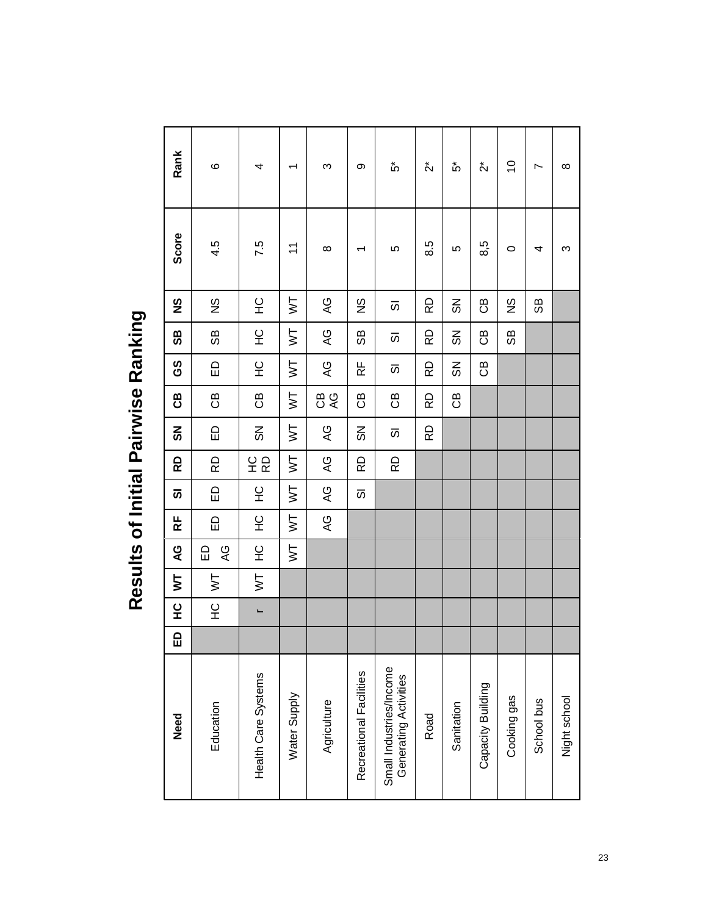# Results of Initial Pairwise Ranking

| Need | ED | HC | WT | AG | RF | SI | RD | SN | CB | GS | SB | NS | Score | Rank |
|---|---|---|---|---|---|---|---|---|---|---|---|---|---|---|
| Education | | HC | WT | ED AG | ED | ED | RD | ED | CB | ED | SB | NS | 4.5 | 6 |
| Health Care Systems | | r | WT | HC | HC | HC | HC RD | SN | CB | HC | HC | HC | 7.5 | 4 |
| Water Supply | | | | WT | WT | WT | WT | WT | WT | WT | WT | WT | 11 | 1 |
| Agriculture | | | | | AG | AG | AG | AG | CB AG | AG | AG | AG | 8 | 3 |
| Recreational Facilities | | | | | | SI | RD | SN | CB | RF | SB | NS | 1 | 9 |
| Small Industries/Income Generating Activities | | | | | | | RD | SI | CB | SI | SI | SI | 5 | 5* |
| Road | | | | | | | | RD | RD | RD | RD | RD | 8.5 | 2* |
| Sanitation | | | | | | | | | CB | SN | SN | SN | 5 | 5* |
| Capacity Building | | | | | | | | | | CB | CB | CB | 8,5 | 2* |
| Cooking gas | | | | | | | | | | | SB | NS | 0 | 10 |
| School bus | | | | | | | | | | | | SB | 4 | 7 |
| Night school | | | | | | | | | | | | | 3 | 8 |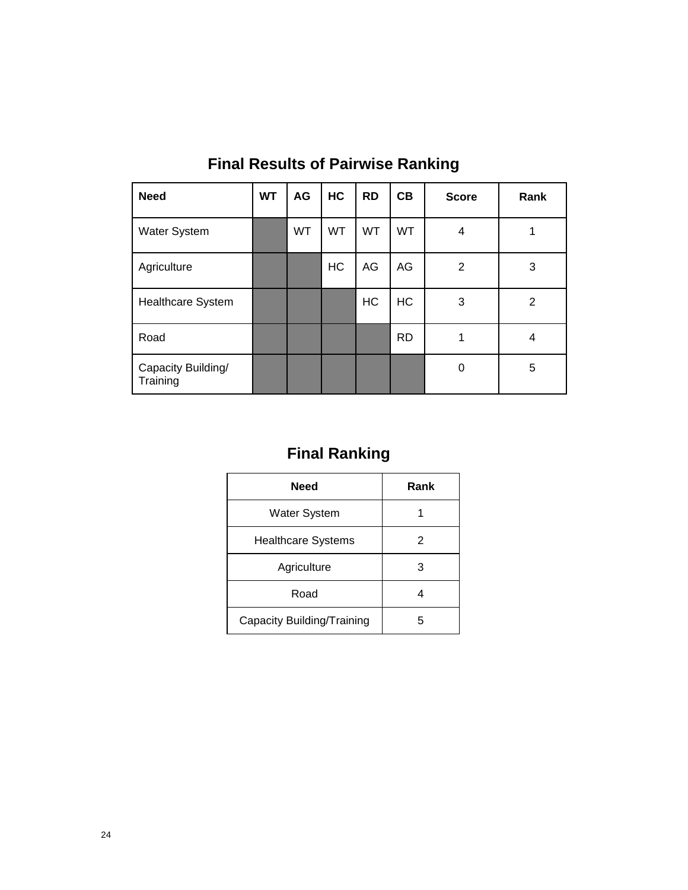## Final Results of Pairwise Ranking

| Need | WT | AG | HC | RD | CB | Score | Rank |
|---|---|---|---|---|---|---|---|
| Water System | | WT | WT | WT | WT | 4 | 1 |
| Agriculture | | | HC | AG | AG | 2 | 3 |
| Healthcare System | | | | HC | HC | 3 | 2 |
| Road | | | | | RD | 1 | 4 |
| Capacity Building/ Training | | | | | | 0 | 5 |

## Final Ranking

| Need | Rank |
|---|---|
| Water System | 1 |
| Healthcare Systems | 2 |
| Agriculture | 3 |
| Road | 4 |
| Capacity Building/Training | 5 |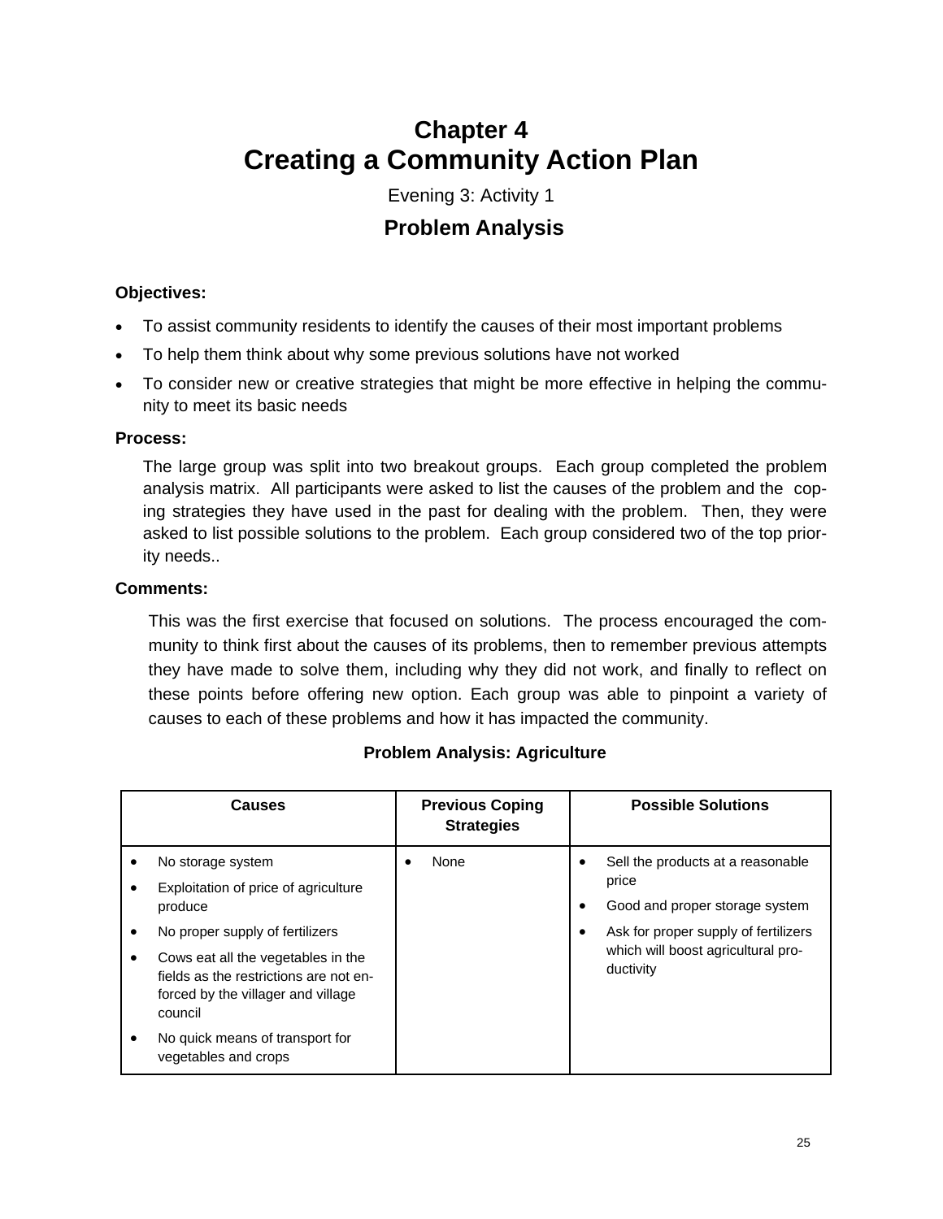# Chapter 4
# Creating a Community Action Plan

Evening 3: Activity 1

## Problem Analysis

**Objectives:**

- To assist community residents to identify the causes of their most important problems
- To help them think about why some previous solutions have not worked
- To consider new or creative strategies that might be more effective in helping the community to meet its basic needs

**Process:**

The large group was split into two breakout groups. Each group completed the problem analysis matrix. All participants were asked to list the causes of the problem and the coping strategies they have used in the past for dealing with the problem. Then, they were asked to list possible solutions to the problem. Each group considered two of the top priority needs..

**Comments:**

This was the first exercise that focused on solutions. The process encouraged the community to think first about the causes of its problems, then to remember previous attempts they have made to solve them, including why they did not work, and finally to reflect on these points before offering new option. Each group was able to pinpoint a variety of causes to each of these problems and how it has impacted the community.

**Problem Analysis: Agriculture**

| Causes | Previous Coping Strategies | Possible Solutions |
|---|---|---|
| • No storage system<br>• Exploitation of price of agriculture produce<br>• No proper supply of fertilizers<br>• Cows eat all the vegetables in the fields as the restrictions are not enforced by the villager and village council<br>• No quick means of transport for vegetables and crops | • None | • Sell the products at a reasonable price<br>• Good and proper storage system<br>• Ask for proper supply of fertilizers which will boost agricultural productivity |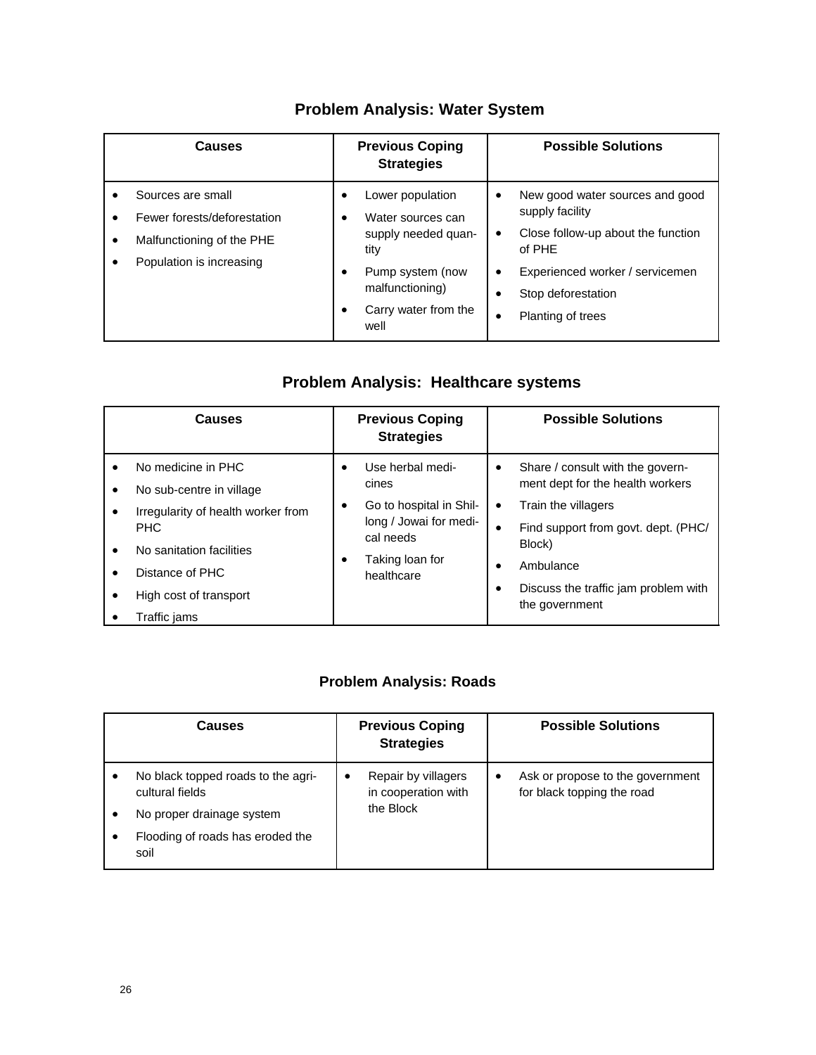## Problem Analysis: Water System

| Causes | Previous Coping Strategies | Possible Solutions |
|---|---|---|
| • Sources are small<br>• Fewer forests/deforestation<br>• Malfunctioning of the PHE<br>• Population is increasing | • Lower population<br>• Water sources can supply needed quantity<br>• Pump system (now malfunctioning)<br>• Carry water from the well | • New good water sources and good supply facility<br>• Close follow-up about the function of PHE<br>• Experienced worker / servicemen<br>• Stop deforestation<br>• Planting of trees |

## Problem Analysis: Healthcare systems

| Causes | Previous Coping Strategies | Possible Solutions |
|---|---|---|
| • No medicine in PHC<br>• No sub-centre in village<br>• Irregularity of health worker from PHC<br>• No sanitation facilities<br>• Distance of PHC<br>• High cost of transport<br>• Traffic jams | • Use herbal medicines<br>• Go to hospital in Shillong / Jowai for medical needs<br>• Taking loan for healthcare | • Share / consult with the government dept for the health workers<br>• Train the villagers<br>• Find support from govt. dept. (PHC/ Block)<br>• Ambulance<br>• Discuss the traffic jam problem with the government |

## Problem Analysis: Roads

| Causes | Previous Coping Strategies | Possible Solutions |
|---|---|---|
| • No black topped roads to the agricultural fields<br>• No proper drainage system<br>• Flooding of roads has eroded the soil | • Repair by villagers in cooperation with the Block | • Ask or propose to the government for black topping the road |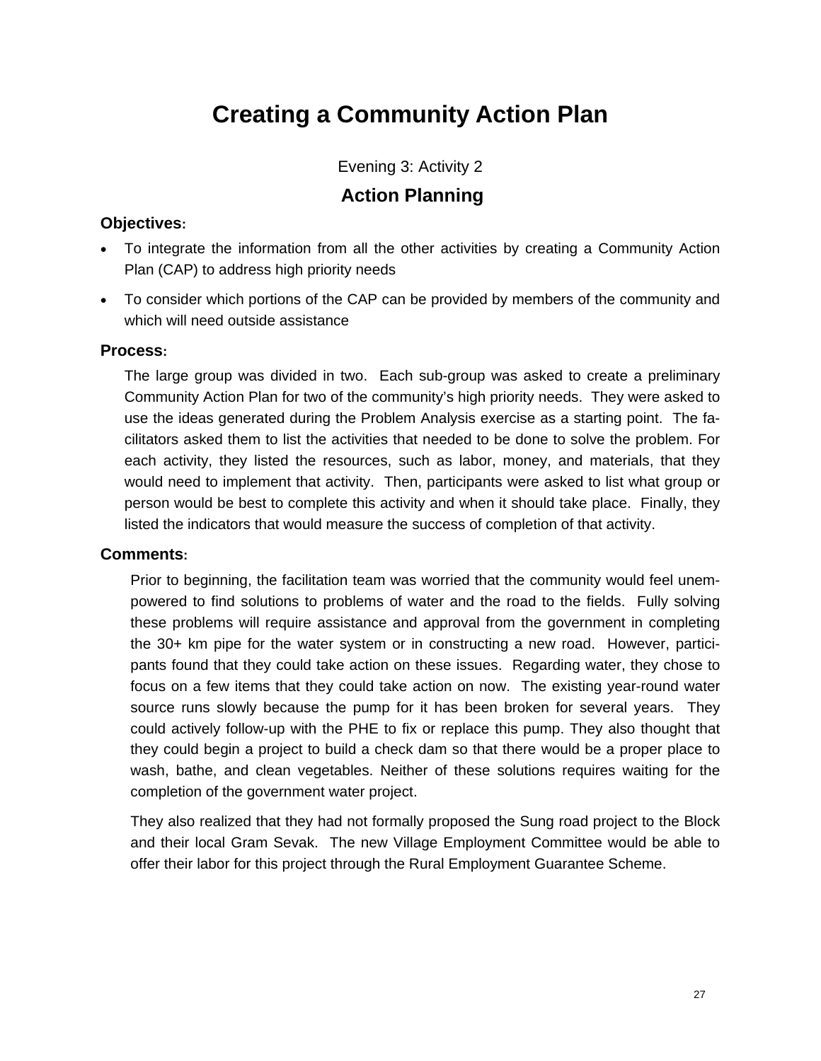# Creating a Community Action Plan

Evening 3: Activity 2

## Action Planning

### Objectives:

- To integrate the information from all the other activities by creating a Community Action Plan (CAP) to address high priority needs
- To consider which portions of the CAP can be provided by members of the community and which will need outside assistance

### Process:

The large group was divided in two. Each sub-group was asked to create a preliminary Community Action Plan for two of the community's high priority needs. They were asked to use the ideas generated during the Problem Analysis exercise as a starting point. The facilitators asked them to list the activities that needed to be done to solve the problem. For each activity, they listed the resources, such as labor, money, and materials, that they would need to implement that activity. Then, participants were asked to list what group or person would be best to complete this activity and when it should take place. Finally, they listed the indicators that would measure the success of completion of that activity.

### Comments:

Prior to beginning, the facilitation team was worried that the community would feel unempowered to find solutions to problems of water and the road to the fields. Fully solving these problems will require assistance and approval from the government in completing the 30+ km pipe for the water system or in constructing a new road. However, participants found that they could take action on these issues. Regarding water, they chose to focus on a few items that they could take action on now. The existing year-round water source runs slowly because the pump for it has been broken for several years. They could actively follow-up with the PHE to fix or replace this pump. They also thought that they could begin a project to build a check dam so that there would be a proper place to wash, bathe, and clean vegetables. Neither of these solutions requires waiting for the completion of the government water project.

They also realized that they had not formally proposed the Sung road project to the Block and their local Gram Sevak. The new Village Employment Committee would be able to offer their labor for this project through the Rural Employment Guarantee Scheme.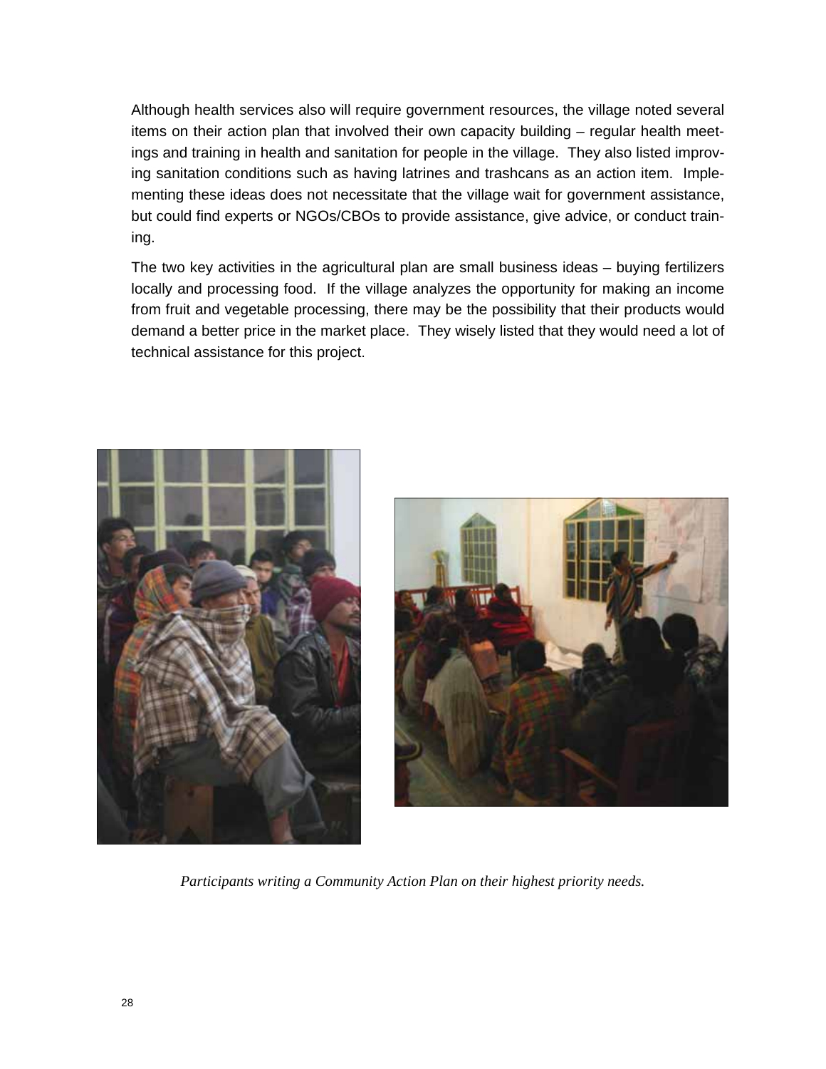Although health services also will require government resources, the village noted several items on their action plan that involved their own capacity building – regular health meetings and training in health and sanitation for people in the village. They also listed improving sanitation conditions such as having latrines and trashcans as an action item. Implementing these ideas does not necessitate that the village wait for government assistance, but could find experts or NGOs/CBOs to provide assistance, give advice, or conduct training.

The two key activities in the agricultural plan are small business ideas – buying fertilizers locally and processing food. If the village analyzes the opportunity for making an income from fruit and vegetable processing, there may be the possibility that their products would demand a better price in the market place. They wisely listed that they would need a lot of technical assistance for this project.

*Participants writing a Community Action Plan on their highest priority needs.*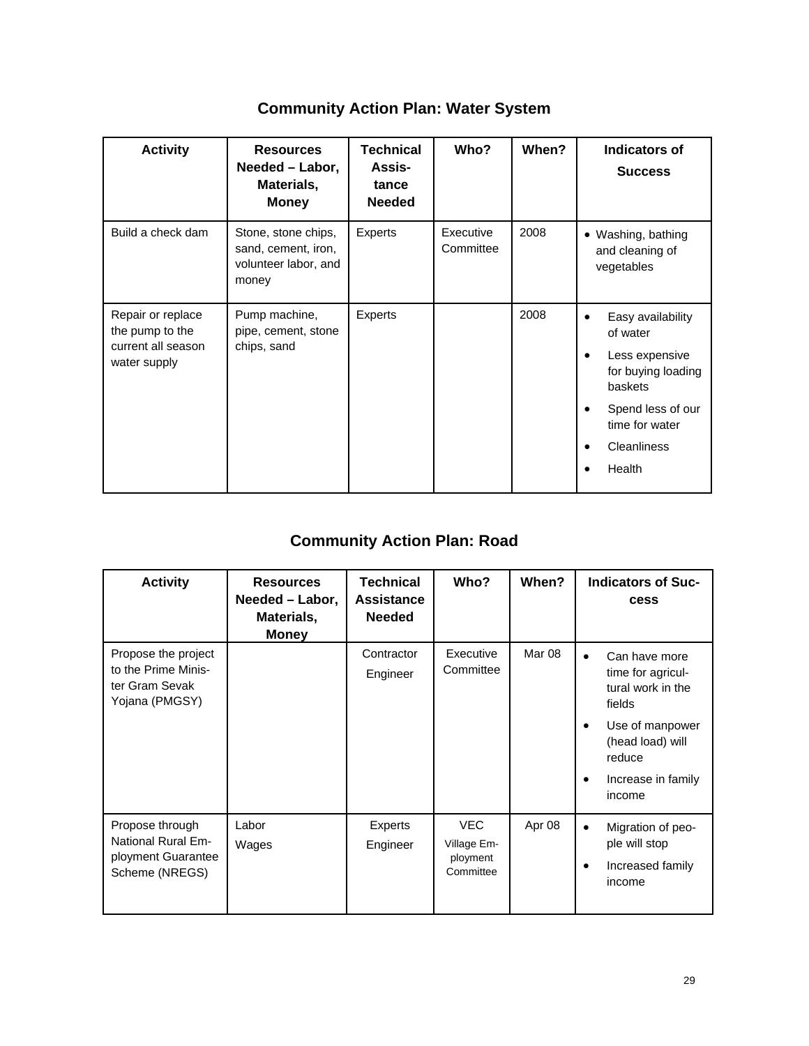## Community Action Plan: Water System

| Activity | Resources Needed – Labor, Materials, Money | Technical Assis-tance Needed | Who? | When? | Indicators of Success |
|---|---|---|---|---|---|
| Build a check dam | Stone, stone chips, sand, cement, iron, volunteer labor, and money | Experts | Executive Committee | 2008 | • Washing, bathing and cleaning of vegetables |
| Repair or replace the pump to the current all season water supply | Pump machine, pipe, cement, stone chips, sand | Experts | | 2008 | • Easy availability of water<br>• Less expensive for buying loading baskets<br>• Spend less of our time for water<br>• Cleanliness<br>• Health |

## Community Action Plan: Road

| Activity | Resources Needed – Labor, Materials, Money | Technical Assistance Needed | Who? | When? | Indicators of Suc-cess |
|---|---|---|---|---|---|
| Propose the project to the Prime Minis-ter Gram Sevak Yojana (PMGSY) | | Contractor Engineer | Executive Committee | Mar 08 | • Can have more time for agricul-tural work in the fields<br>• Use of manpower (head load) will reduce<br>• Increase in family income |
| Propose through National Rural Em-ployment Guarantee Scheme (NREGS) | Labor Wages | Experts Engineer | VEC Village Em-ployment Committee | Apr 08 | • Migration of peo-ple will stop<br>• Increased family income |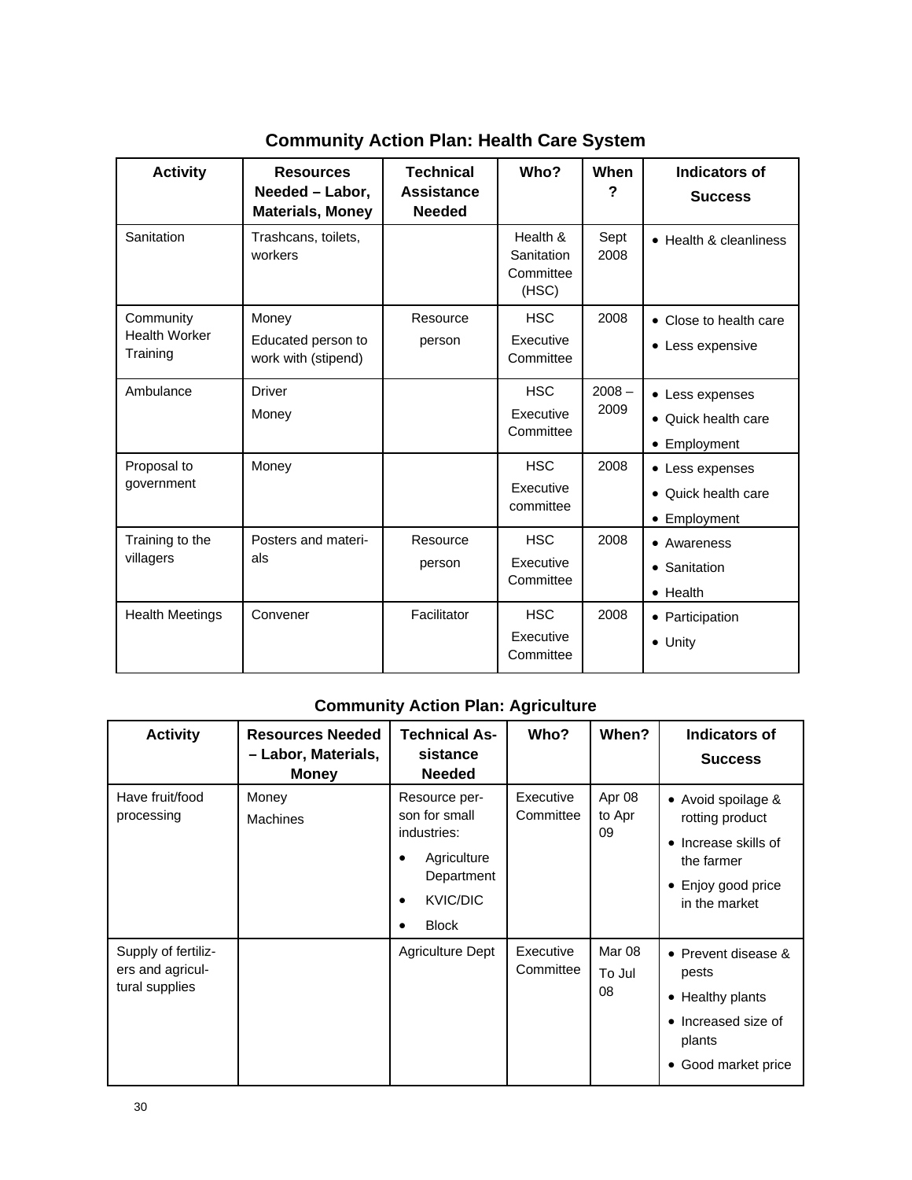## Community Action Plan: Health Care System

| Activity | Resources Needed – Labor, Materials, Money | Technical Assistance Needed | Who? | When? | Indicators of Success |
|---|---|---|---|---|---|
| Sanitation | Trashcans, toilets, workers | | Health & Sanitation Committee (HSC) | Sept 2008 | • Health & cleanliness |
| Community Health Worker Training | Money<br>Educated person to work with (stipend) | Resource person | HSC Executive Committee | 2008 | • Close to health care<br>• Less expensive |
| Ambulance | Driver<br>Money | | HSC Executive Committee | 2008 – 2009 | • Less expenses<br>• Quick health care<br>• Employment |
| Proposal to government | Money | | HSC Executive committee | 2008 | • Less expenses<br>• Quick health care<br>• Employment |
| Training to the villagers | Posters and materials | Resource person | HSC Executive Committee | 2008 | • Awareness<br>• Sanitation<br>• Health |
| Health Meetings | Convener | Facilitator | HSC Executive Committee | 2008 | • Participation<br>• Unity |

## Community Action Plan: Agriculture

| Activity | Resources Needed – Labor, Materials, Money | Technical Assistance Needed | Who? | When? | Indicators of Success |
|---|---|---|---|---|---|
| Have fruit/food processing | Money<br>Machines | Resource person for small industries:<br>• Agriculture Department<br>• KVIC/DIC<br>• Block | Executive Committee | Apr 08 to Apr 09 | • Avoid spoilage & rotting product<br>• Increase skills of the farmer<br>• Enjoy good price in the market |
| Supply of fertilizers and agricultural supplies | | Agriculture Dept | Executive Committee | Mar 08 To Jul 08 | • Prevent disease & pests<br>• Healthy plants<br>• Increased size of plants<br>• Good market price |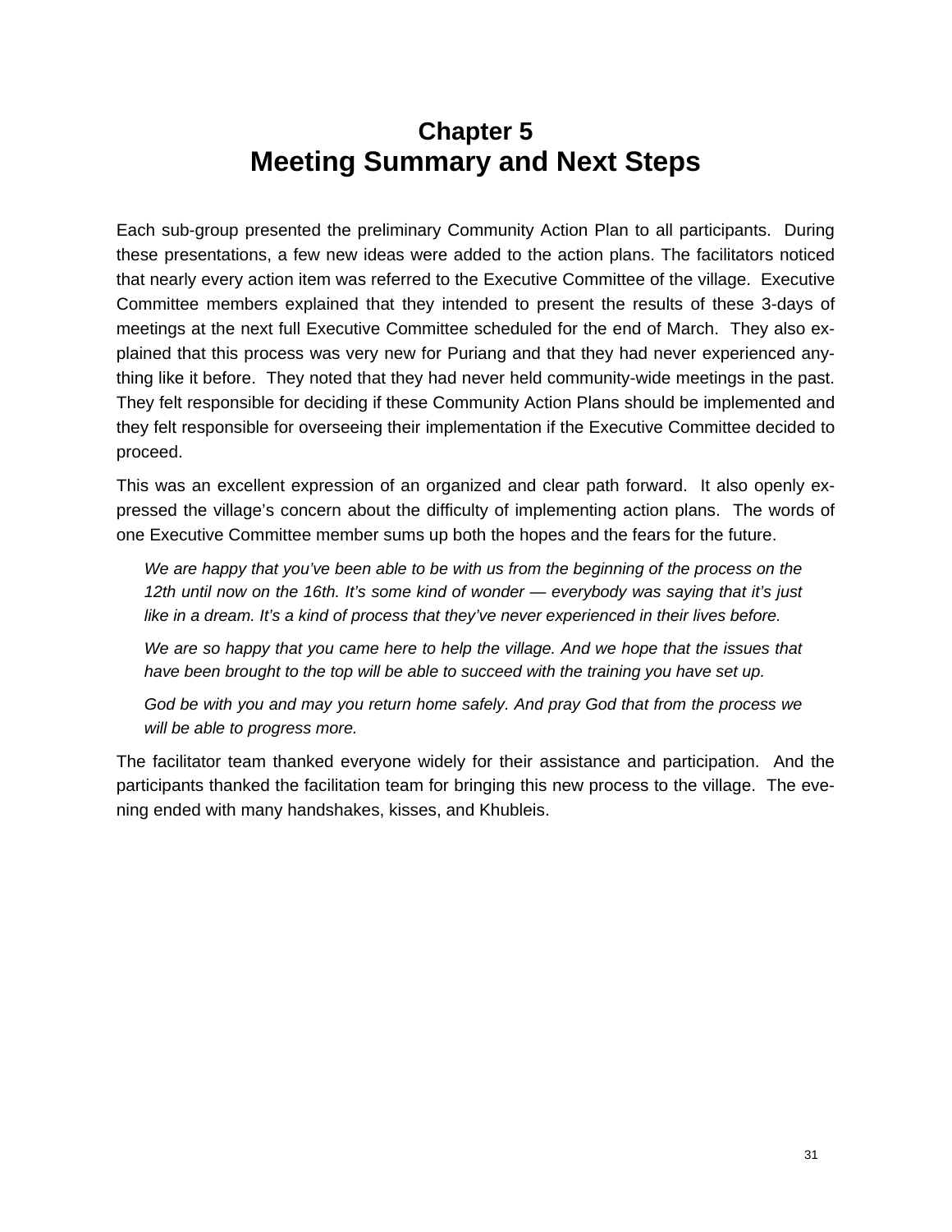# Chapter 5
# Meeting Summary and Next Steps

Each sub-group presented the preliminary Community Action Plan to all participants. During these presentations, a few new ideas were added to the action plans. The facilitators noticed that nearly every action item was referred to the Executive Committee of the village. Executive Committee members explained that they intended to present the results of these 3-days of meetings at the next full Executive Committee scheduled for the end of March. They also explained that this process was very new for Puriang and that they had never experienced anything like it before. They noted that they had never held community-wide meetings in the past. They felt responsible for deciding if these Community Action Plans should be implemented and they felt responsible for overseeing their implementation if the Executive Committee decided to proceed.

This was an excellent expression of an organized and clear path forward. It also openly expressed the village's concern about the difficulty of implementing action plans. The words of one Executive Committee member sums up both the hopes and the fears for the future.

> *We are happy that you've been able to be with us from the beginning of the process on the 12th until now on the 16th. It's some kind of wonder — everybody was saying that it's just like in a dream. It's a kind of process that they've never experienced in their lives before.*
>
> *We are so happy that you came here to help the village. And we hope that the issues that have been brought to the top will be able to succeed with the training you have set up.*
>
> *God be with you and may you return home safely. And pray God that from the process we will be able to progress more.*

The facilitator team thanked everyone widely for their assistance and participation. And the participants thanked the facilitation team for bringing this new process to the village. The evening ended with many handshakes, kisses, and Khubleis.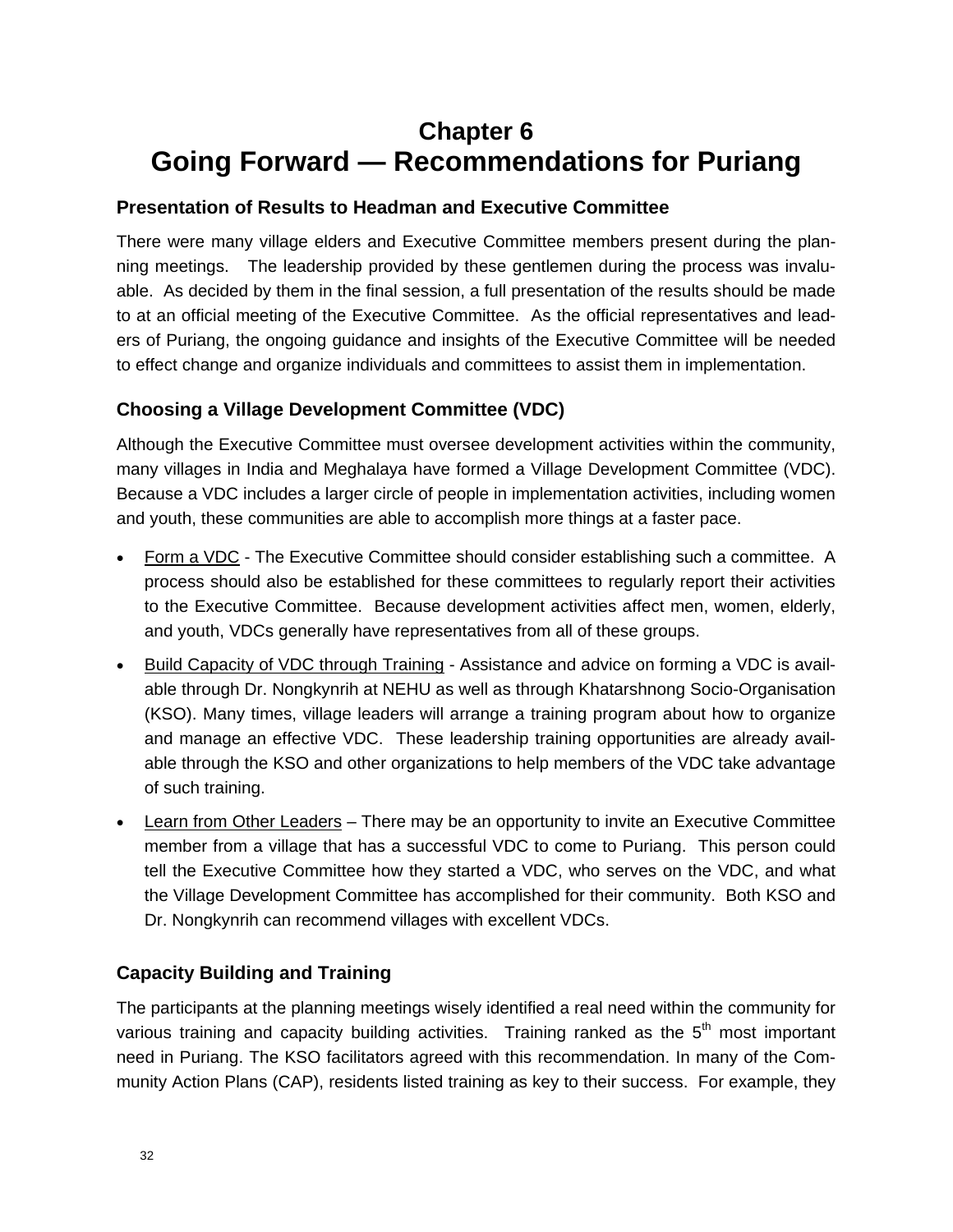# Chapter 6
# Going Forward — Recommendations for Puriang

## Presentation of Results to Headman and Executive Committee

There were many village elders and Executive Committee members present during the planning meetings. The leadership provided by these gentlemen during the process was invaluable. As decided by them in the final session, a full presentation of the results should be made to at an official meeting of the Executive Committee. As the official representatives and leaders of Puriang, the ongoing guidance and insights of the Executive Committee will be needed to effect change and organize individuals and committees to assist them in implementation.

## Choosing a Village Development Committee (VDC)

Although the Executive Committee must oversee development activities within the community, many villages in India and Meghalaya have formed a Village Development Committee (VDC). Because a VDC includes a larger circle of people in implementation activities, including women and youth, these communities are able to accomplish more things at a faster pace.

- <u>Form a VDC</u> - The Executive Committee should consider establishing such a committee. A process should also be established for these committees to regularly report their activities to the Executive Committee. Because development activities affect men, women, elderly, and youth, VDCs generally have representatives from all of these groups.
- <u>Build Capacity of VDC through Training</u> - Assistance and advice on forming a VDC is available through Dr. Nongkynrih at NEHU as well as through Khatarshnong Socio-Organisation (KSO). Many times, village leaders will arrange a training program about how to organize and manage an effective VDC. These leadership training opportunities are already available through the KSO and other organizations to help members of the VDC take advantage of such training.
- <u>Learn from Other Leaders</u> – There may be an opportunity to invite an Executive Committee member from a village that has a successful VDC to come to Puriang. This person could tell the Executive Committee how they started a VDC, who serves on the VDC, and what the Village Development Committee has accomplished for their community. Both KSO and Dr. Nongkynrih can recommend villages with excellent VDCs.

## Capacity Building and Training

The participants at the planning meetings wisely identified a real need within the community for various training and capacity building activities. Training ranked as the 5th most important need in Puriang. The KSO facilitators agreed with this recommendation. In many of the Community Action Plans (CAP), residents listed training as key to their success. For example, they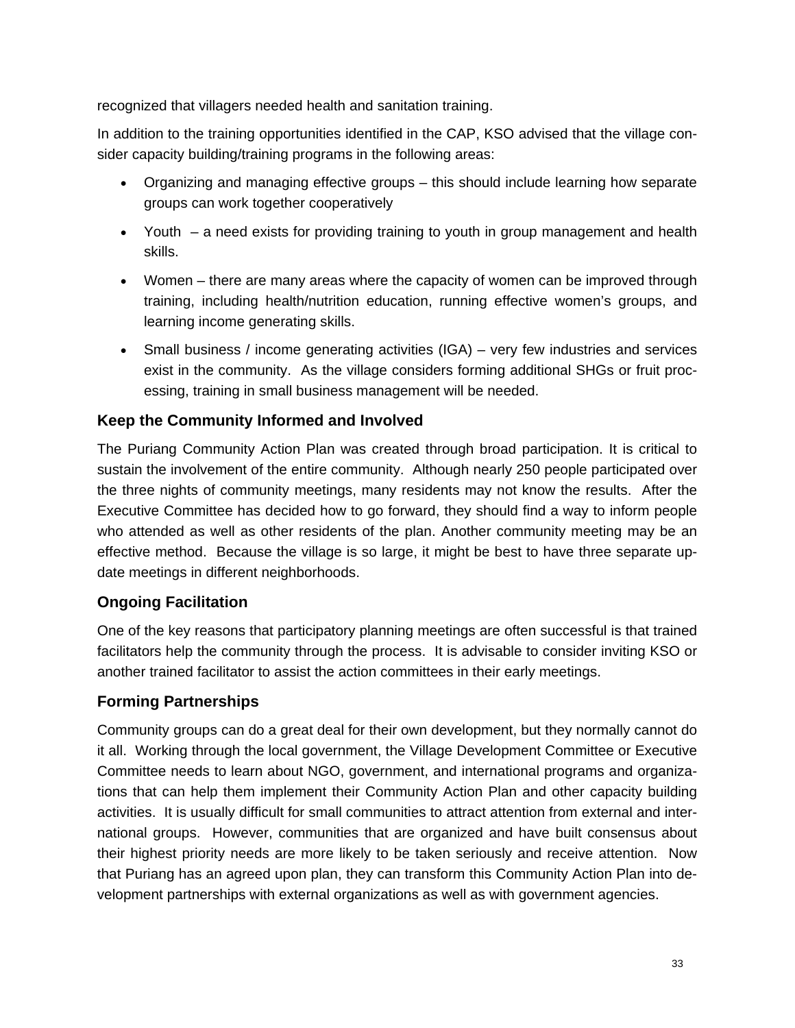recognized that villagers needed health and sanitation training.

In addition to the training opportunities identified in the CAP, KSO advised that the village consider capacity building/training programs in the following areas:

- Organizing and managing effective groups – this should include learning how separate groups can work together cooperatively
- Youth – a need exists for providing training to youth in group management and health skills.
- Women – there are many areas where the capacity of women can be improved through training, including health/nutrition education, running effective women's groups, and learning income generating skills.
- Small business / income generating activities (IGA) – very few industries and services exist in the community. As the village considers forming additional SHGs or fruit processing, training in small business management will be needed.

## Keep the Community Informed and Involved

The Puriang Community Action Plan was created through broad participation. It is critical to sustain the involvement of the entire community. Although nearly 250 people participated over the three nights of community meetings, many residents may not know the results. After the Executive Committee has decided how to go forward, they should find a way to inform people who attended as well as other residents of the plan. Another community meeting may be an effective method. Because the village is so large, it might be best to have three separate update meetings in different neighborhoods.

## Ongoing Facilitation

One of the key reasons that participatory planning meetings are often successful is that trained facilitators help the community through the process. It is advisable to consider inviting KSO or another trained facilitator to assist the action committees in their early meetings.

## Forming Partnerships

Community groups can do a great deal for their own development, but they normally cannot do it all. Working through the local government, the Village Development Committee or Executive Committee needs to learn about NGO, government, and international programs and organizations that can help them implement their Community Action Plan and other capacity building activities. It is usually difficult for small communities to attract attention from external and international groups. However, communities that are organized and have built consensus about their highest priority needs are more likely to be taken seriously and receive attention. Now that Puriang has an agreed upon plan, they can transform this Community Action Plan into development partnerships with external organizations as well as with government agencies.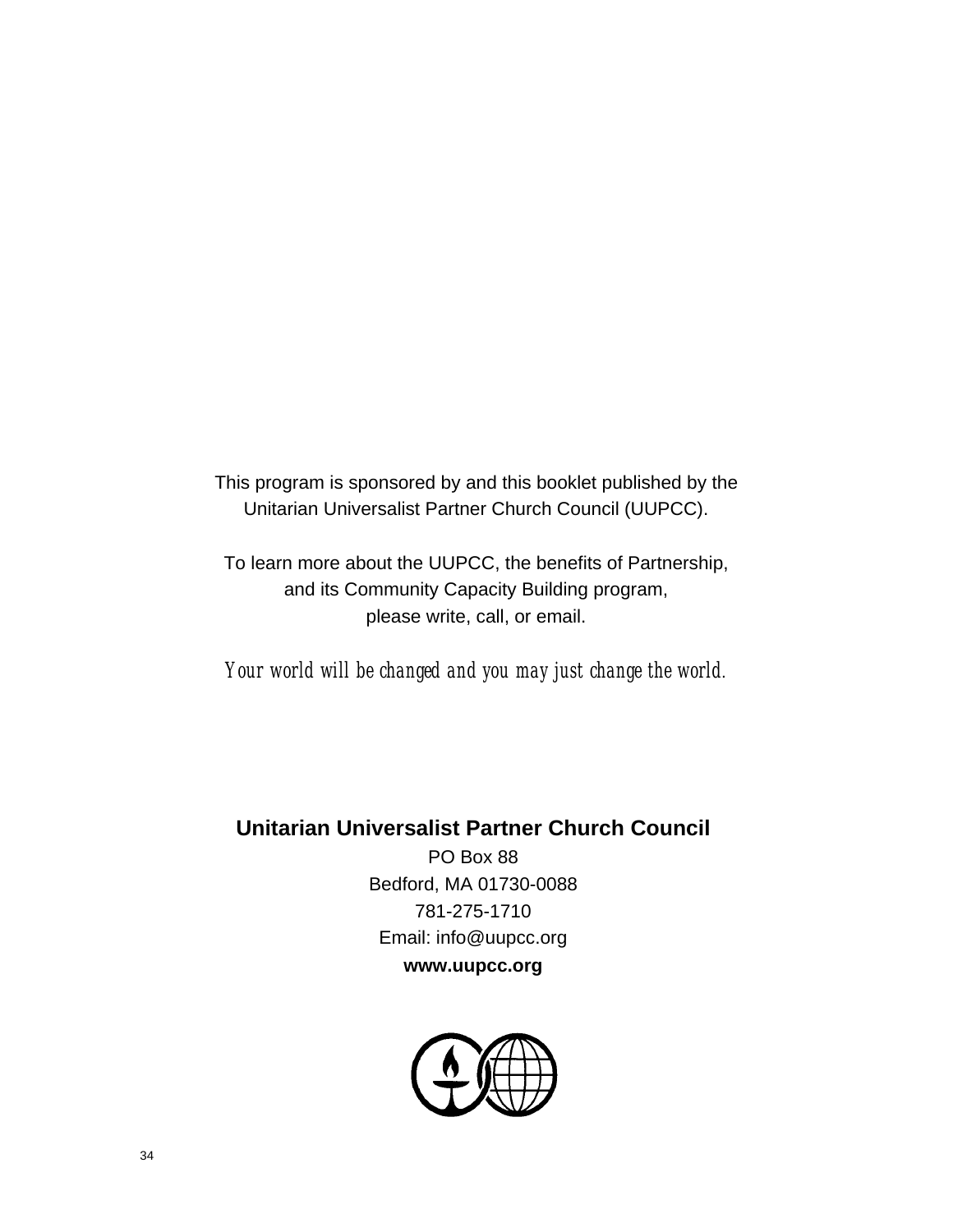This program is sponsored by and this booklet published by the Unitarian Universalist Partner Church Council (UUPCC).

To learn more about the UUPCC, the benefits of Partnership, and its Community Capacity Building program, please write, call, or email.

*Your world will be changed and you may just change the world.*

**Unitarian Universalist Partner Church Council**

PO Box 88
Bedford, MA 01730-0088
781-275-1710
Email: info@uupcc.org
**www.uupcc.org**